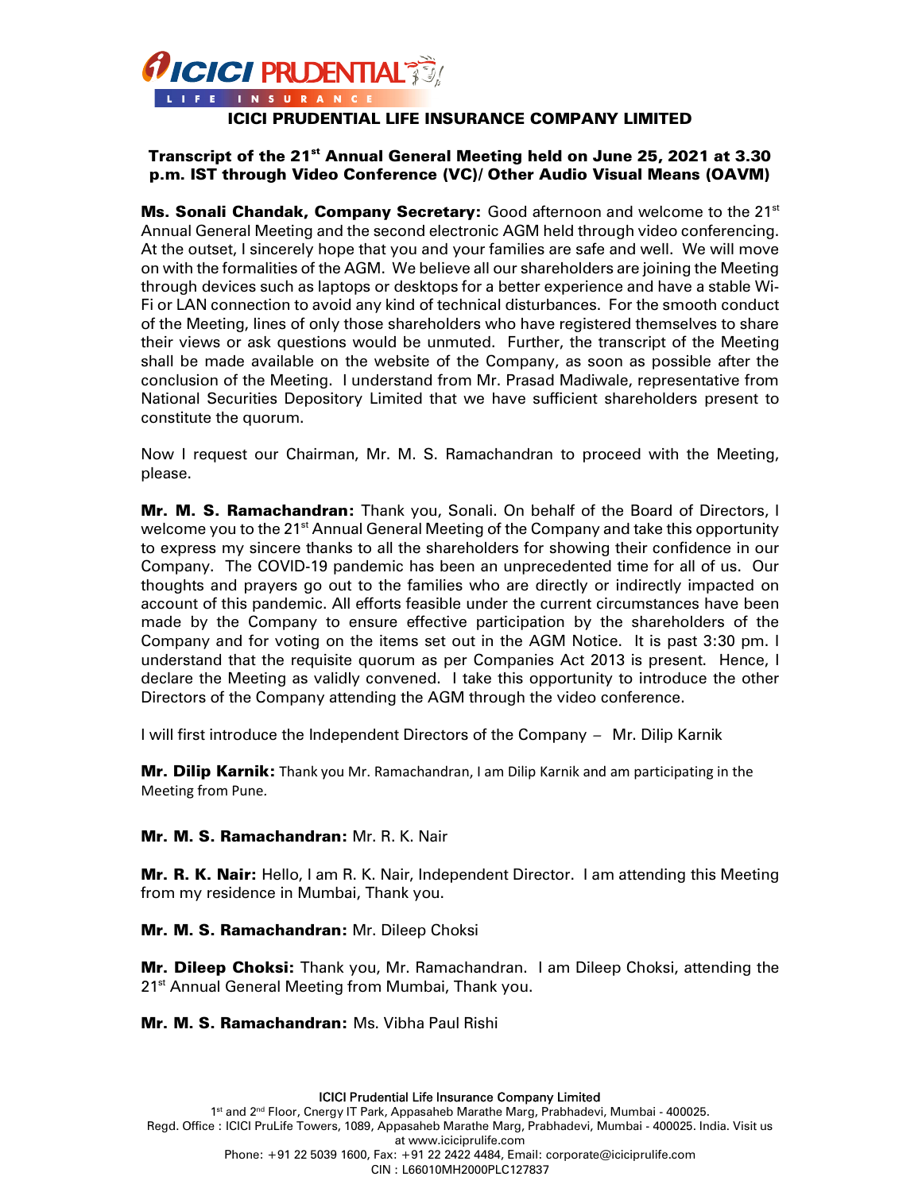# ICICI PRUDENTIAL LIFE INSURANCE COMPANY LIMITED

## Transcript of the 21st Annual General Meeting held on June 25, 2021 at 3.30 p.m. IST through Video Conference (VC)/ Other Audio Visual Means (OAVM)

**Ms. Sonali Chandak, Company Secretary:** Good afternoon and welcome to the 21st Annual General Meeting and the second electronic AGM held through video conferencing. At the outset, I sincerely hope that you and your families are safe and well. We will move on with the formalities of the AGM. We believe all our shareholders are joining the Meeting through devices such as laptops or desktops for a better experience and have a stable Wi-Fi or LAN connection to avoid any kind of technical disturbances. For the smooth conduct of the Meeting, lines of only those shareholders who have registered themselves to share their views or ask questions would be unmuted. Further, the transcript of the Meeting shall be made available on the website of the Company, as soon as possible after the conclusion of the Meeting. I understand from Mr. Prasad Madiwale, representative from National Securities Depository Limited that we have sufficient shareholders present to constitute the quorum.

Now I request our Chairman, Mr. M. S. Ramachandran to proceed with the Meeting, please.

**Mr. M. S. Ramachandran:** Thank you, Sonali. On behalf of the Board of Directors, I welcome you to the 21st Annual General Meeting of the Company and take this opportunity to express my sincere thanks to all the shareholders for showing their confidence in our Company. The COVID-19 pandemic has been an unprecedented time for all of us. Our thoughts and prayers go out to the families who are directly or indirectly impacted on account of this pandemic. All efforts feasible under the current circumstances have been made by the Company to ensure effective participation by the shareholders of the Company and for voting on the items set out in the AGM Notice. It is past 3:30 pm. I understand that the requisite quorum as per Companies Act 2013 is present. Hence, I declare the Meeting as validly convened. I take this opportunity to introduce the other Directors of the Company attending the AGM through the video conference.

I will first introduce the Independent Directors of the Company – Mr. Dilip Karnik

**Mr. Dilip Karnik:** Thank you Mr. Ramachandran, I am Dilip Karnik and am participating in the Meeting from Pune.

**Mr. M. S. Ramachandran:** Mr. R. K. Nair

**Mr. R. K. Nair:** Hello, I am R. K. Nair, Independent Director. I am attending this Meeting from my residence in Mumbai, Thank you.

**Mr. M. S. Ramachandran:** Mr. Dileep Choksi

**Mr. Dileep Choksi:** Thank you, Mr. Ramachandran. I am Dileep Choksi, attending the 21st Annual General Meeting from Mumbai, Thank you.

**Mr. M. S. Ramachandran:** Ms. Vibha Paul Rishi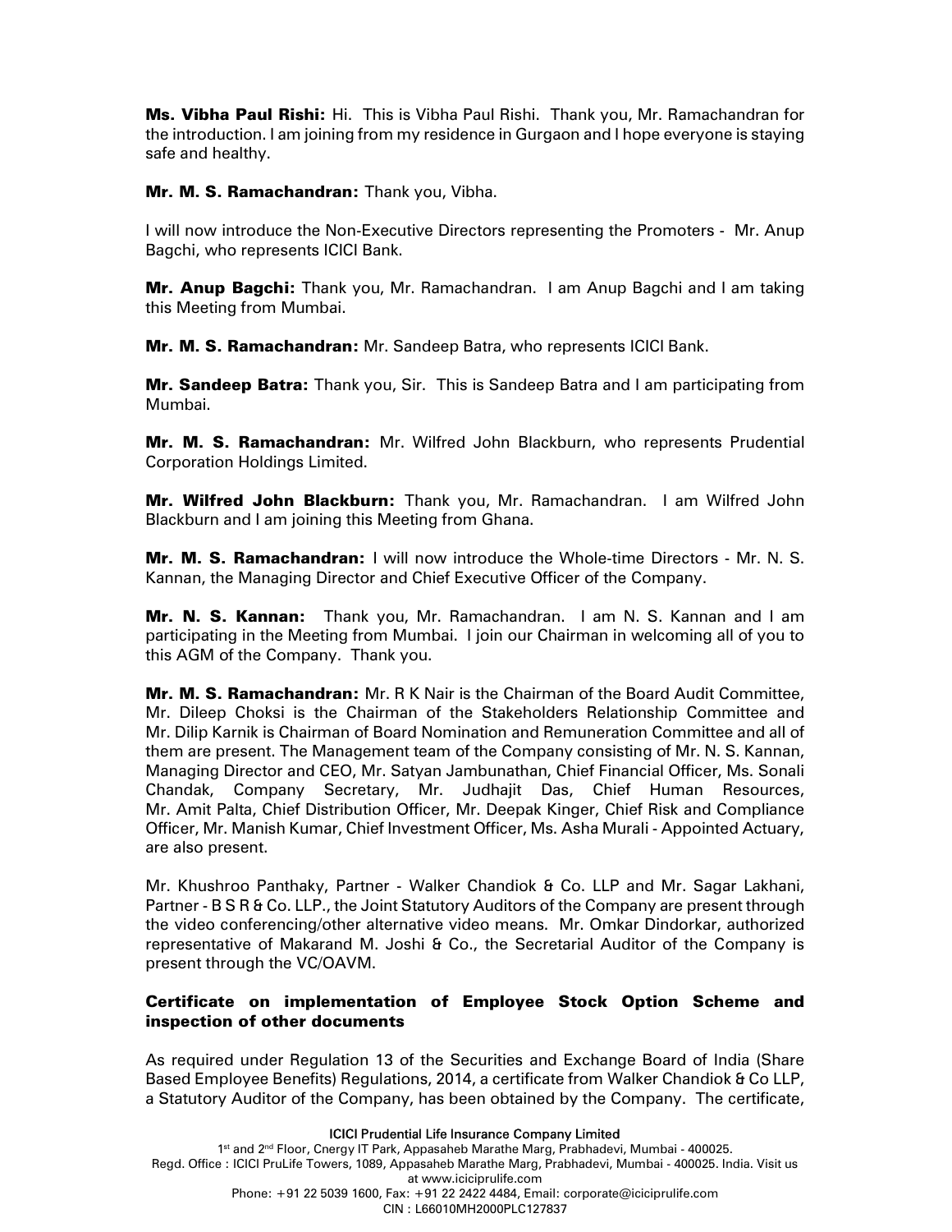**Ms. Vibha Paul Rishi:** Hi. This is Vibha Paul Rishi. Thank you, Mr. Ramachandran for the introduction. I am joining from my residence in Gurgaon and I hope everyone is staying safe and healthy.

**Mr. M. S. Ramachandran:** Thank you, Vibha.

I will now introduce the Non-Executive Directors representing the Promoters - Mr. Anup Bagchi, who represents ICICI Bank.

**Mr. Anup Bagchi:** Thank you, Mr. Ramachandran. I am Anup Bagchi and I am taking this Meeting from Mumbai.

**Mr. M. S. Ramachandran:** Mr. Sandeep Batra, who represents ICICI Bank.

**Mr. Sandeep Batra:** Thank you, Sir. This is Sandeep Batra and I am participating from Mumbai.

**Mr. M. S. Ramachandran:** Mr. Wilfred John Blackburn, who represents Prudential Corporation Holdings Limited.

**Mr. Wilfred John Blackburn:** Thank you, Mr. Ramachandran. I am Wilfred John Blackburn and I am joining this Meeting from Ghana.

**Mr. M. S. Ramachandran:** I will now introduce the Whole-time Directors - Mr. N. S. Kannan, the Managing Director and Chief Executive Officer of the Company.

**Mr. N. S. Kannan:** Thank you, Mr. Ramachandran. I am N. S. Kannan and I am participating in the Meeting from Mumbai. I join our Chairman in welcoming all of you to this AGM of the Company. Thank you.

**Mr. M. S. Ramachandran:** Mr. R K Nair is the Chairman of the Board Audit Committee, Mr. Dileep Choksi is the Chairman of the Stakeholders Relationship Committee and Mr. Dilip Karnik is Chairman of Board Nomination and Remuneration Committee and all of them are present. The Management team of the Company consisting of Mr. N. S. Kannan, Managing Director and CEO, Mr. Satyan Jambunathan, Chief Financial Officer, Ms. Sonali Chandak, Company Secretary, Mr. Judhajit Das, Chief Human Resources, Mr. Amit Palta, Chief Distribution Officer, Mr. Deepak Kinger, Chief Risk and Compliance Officer, Mr. Manish Kumar, Chief Investment Officer, Ms. Asha Murali - Appointed Actuary, are also present.

Mr. Khushroo Panthaky, Partner - Walker Chandiok & Co. LLP and Mr. Sagar Lakhani, Partner - B S R & Co. LLP., the Joint Statutory Auditors of the Company are present through the video conferencing/other alternative video means. Mr. Omkar Dindorkar, authorized representative of Makarand M. Joshi & Co., the Secretarial Auditor of the Company is present through the VC/OAVM.

### Certificate on implementation of Employee Stock Option Scheme and inspection of other documents

As required under Regulation 13 of the Securities and Exchange Board of India (Share Based Employee Benefits) Regulations, 2014, a certificate from Walker Chandiok & Co LLP, a Statutory Auditor of the Company, has been obtained by the Company. The certificate,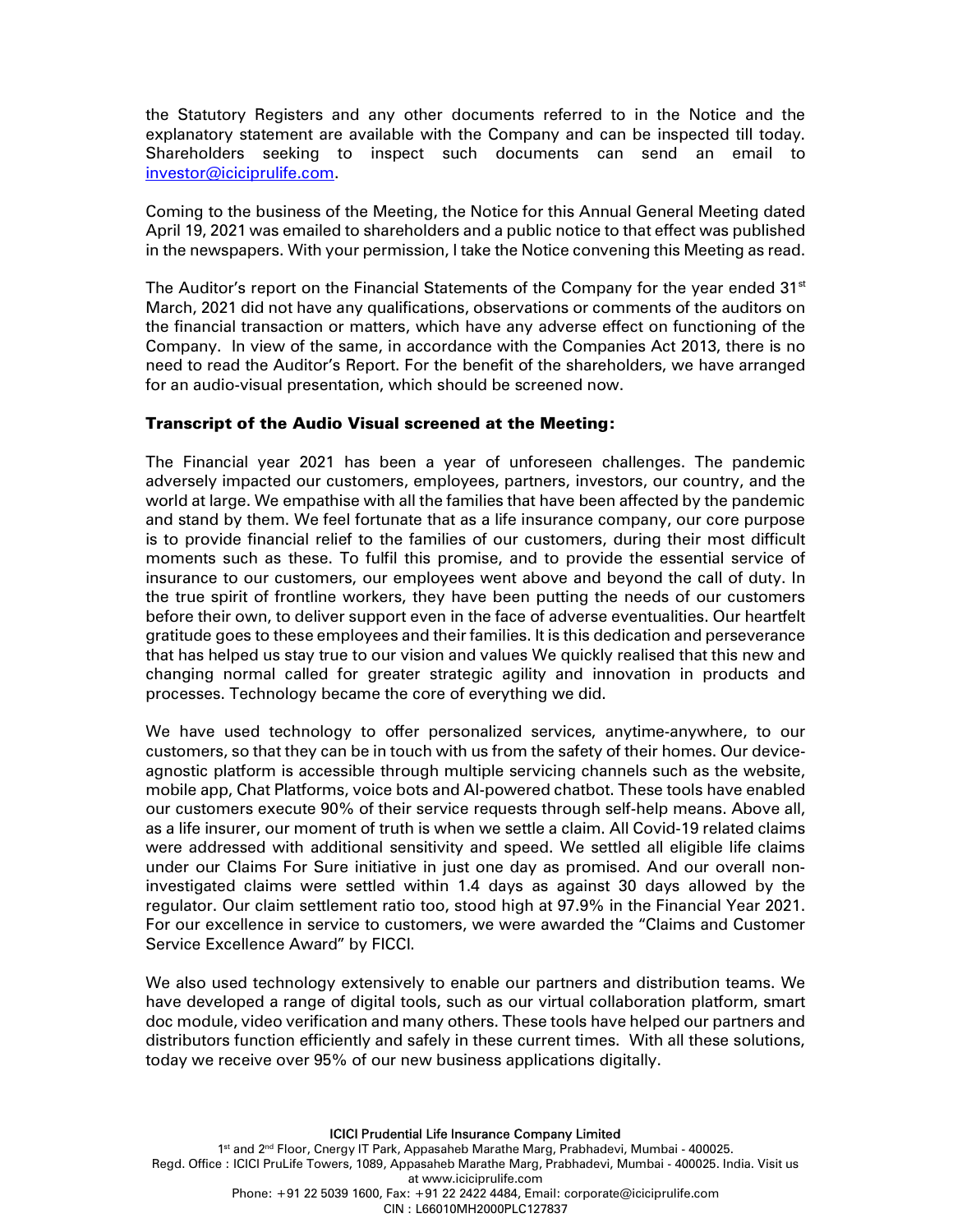the Statutory Registers and any other documents referred to in the Notice and the explanatory statement are available with the Company and can be inspected till today. Shareholders seeking to inspect such documents can send an email to investor@iciciprulife.com.

Coming to the business of the Meeting, the Notice for this Annual General Meeting dated April 19, 2021 was emailed to shareholders and a public notice to that effect was published in the newspapers. With your permission, I take the Notice convening this Meeting as read.

The Auditor's report on the Financial Statements of the Company for the year ended 31st March, 2021 did not have any qualifications, observations or comments of the auditors on the financial transaction or matters, which have any adverse effect on functioning of the Company. In view of the same, in accordance with the Companies Act 2013, there is no need to read the Auditor's Report. For the benefit of the shareholders, we have arranged for an audio-visual presentation, which should be screened now.

**Transcript of the Audio Visual screened at the Meeting:**

The Financial year 2021 has been a year of unforeseen challenges. The pandemic adversely impacted our customers, employees, partners, investors, our country, and the world at large. We empathise with all the families that have been affected by the pandemic and stand by them. We feel fortunate that as a life insurance company, our core purpose is to provide financial relief to the families of our customers, during their most difficult moments such as these. To fulfil this promise, and to provide the essential service of insurance to our customers, our employees went above and beyond the call of duty. In the true spirit of frontline workers, they have been putting the needs of our customers before their own, to deliver support even in the face of adverse eventualities. Our heartfelt gratitude goes to these employees and their families. It is this dedication and perseverance that has helped us stay true to our vision and values We quickly realised that this new and changing normal called for greater strategic agility and innovation in products and processes. Technology became the core of everything we did.

We have used technology to offer personalized services, anytime-anywhere, to our customers, so that they can be in touch with us from the safety of their homes. Our device-agnostic platform is accessible through multiple servicing channels such as the website, mobile app, Chat Platforms, voice bots and AI-powered chatbot. These tools have enabled our customers execute 90% of their service requests through self-help means. Above all, as a life insurer, our moment of truth is when we settle a claim. All Covid-19 related claims were addressed with additional sensitivity and speed. We settled all eligible life claims under our Claims For Sure initiative in just one day as promised. And our overall non-investigated claims were settled within 1.4 days as against 30 days allowed by the regulator. Our claim settlement ratio too, stood high at 97.9% in the Financial Year 2021. For our excellence in service to customers, we were awarded the "Claims and Customer Service Excellence Award" by FICCI.

We also used technology extensively to enable our partners and distribution teams. We have developed a range of digital tools, such as our virtual collaboration platform, smart doc module, video verification and many others. These tools have helped our partners and distributors function efficiently and safely in these current times. With all these solutions, today we receive over 95% of our new business applications digitally.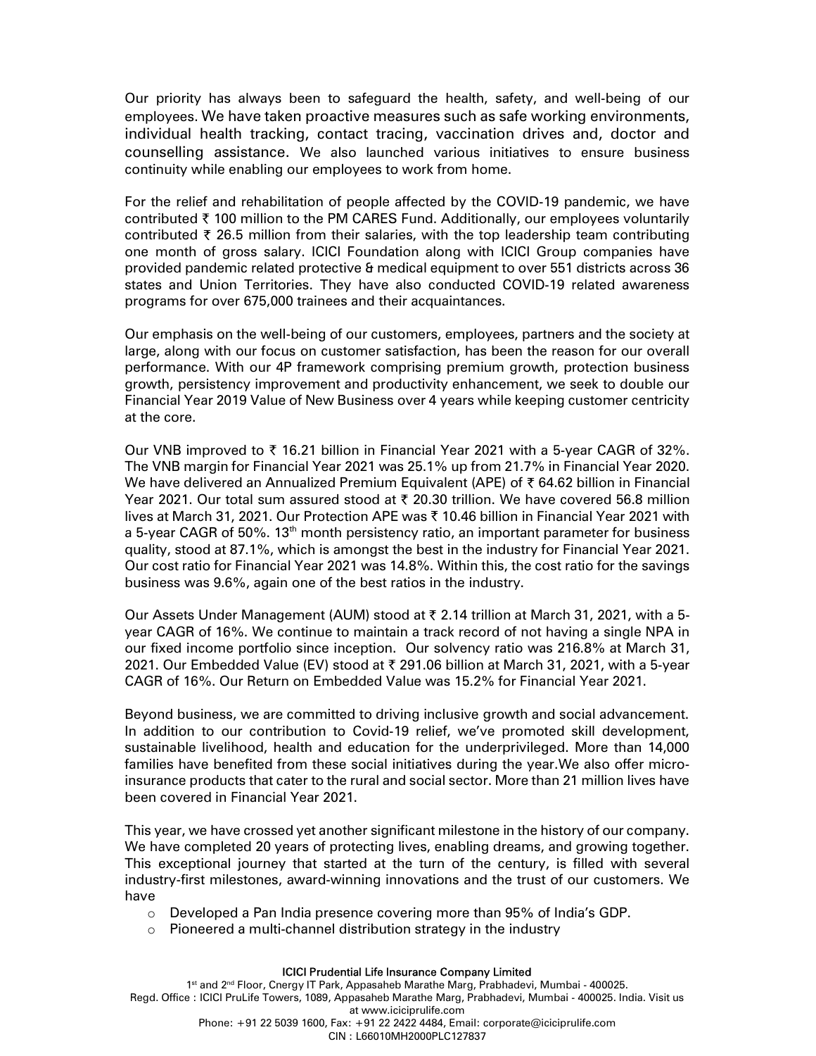Our priority has always been to safeguard the health, safety, and well-being of our employees. We have taken proactive measures such as safe working environments, individual health tracking, contact tracing, vaccination drives and, doctor and counselling assistance. We also launched various initiatives to ensure business continuity while enabling our employees to work from home.

For the relief and rehabilitation of people affected by the COVID-19 pandemic, we have contributed ₹ 100 million to the PM CARES Fund. Additionally, our employees voluntarily contributed ₹ 26.5 million from their salaries, with the top leadership team contributing one month of gross salary. ICICI Foundation along with ICICI Group companies have provided pandemic related protective & medical equipment to over 551 districts across 36 states and Union Territories. They have also conducted COVID-19 related awareness programs for over 675,000 trainees and their acquaintances.

Our emphasis on the well-being of our customers, employees, partners and the society at large, along with our focus on customer satisfaction, has been the reason for our overall performance. With our 4P framework comprising premium growth, protection business growth, persistency improvement and productivity enhancement, we seek to double our Financial Year 2019 Value of New Business over 4 years while keeping customer centricity at the core.

Our VNB improved to ₹ 16.21 billion in Financial Year 2021 with a 5-year CAGR of 32%. The VNB margin for Financial Year 2021 was 25.1% up from 21.7% in Financial Year 2020. We have delivered an Annualized Premium Equivalent (APE) of ₹ 64.62 billion in Financial Year 2021. Our total sum assured stood at ₹ 20.30 trillion. We have covered 56.8 million lives at March 31, 2021. Our Protection APE was ₹ 10.46 billion in Financial Year 2021 with a 5-year CAGR of 50%. 13th month persistency ratio, an important parameter for business quality, stood at 87.1%, which is amongst the best in the industry for Financial Year 2021. Our cost ratio for Financial Year 2021 was 14.8%. Within this, the cost ratio for the savings business was 9.6%, again one of the best ratios in the industry.

Our Assets Under Management (AUM) stood at ₹ 2.14 trillion at March 31, 2021, with a 5-year CAGR of 16%. We continue to maintain a track record of not having a single NPA in our fixed income portfolio since inception. Our solvency ratio was 216.8% at March 31, 2021. Our Embedded Value (EV) stood at ₹ 291.06 billion at March 31, 2021, with a 5-year CAGR of 16%. Our Return on Embedded Value was 15.2% for Financial Year 2021.

Beyond business, we are committed to driving inclusive growth and social advancement. In addition to our contribution to Covid-19 relief, we've promoted skill development, sustainable livelihood, health and education for the underprivileged. More than 14,000 families have benefited from these social initiatives during the year.We also offer micro-insurance products that cater to the rural and social sector. More than 21 million lives have been covered in Financial Year 2021.

This year, we have crossed yet another significant milestone in the history of our company. We have completed 20 years of protecting lives, enabling dreams, and growing together. This exceptional journey that started at the turn of the century, is filled with several industry-first milestones, award-winning innovations and the trust of our customers. We have

- Developed a Pan India presence covering more than 95% of India's GDP.
- Pioneered a multi-channel distribution strategy in the industry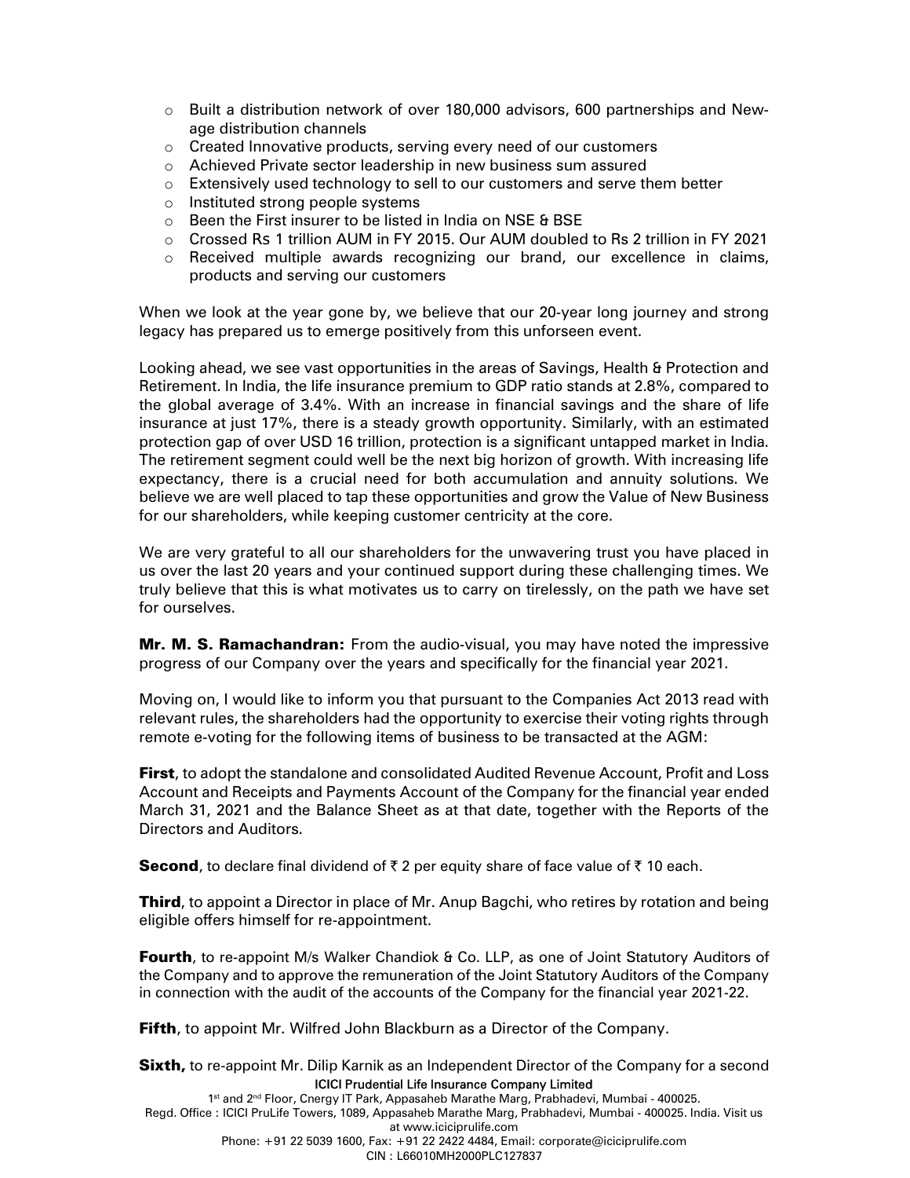- Built a distribution network of over 180,000 advisors, 600 partnerships and New-age distribution channels
- Created Innovative products, serving every need of our customers
- Achieved Private sector leadership in new business sum assured
- Extensively used technology to sell to our customers and serve them better
- Instituted strong people systems
- Been the First insurer to be listed in India on NSE & BSE
- Crossed Rs 1 trillion AUM in FY 2015. Our AUM doubled to Rs 2 trillion in FY 2021
- Received multiple awards recognizing our brand, our excellence in claims, products and serving our customers

When we look at the year gone by, we believe that our 20-year long journey and strong legacy has prepared us to emerge positively from this unforseen event.

Looking ahead, we see vast opportunities in the areas of Savings, Health & Protection and Retirement. In India, the life insurance premium to GDP ratio stands at 2.8%, compared to the global average of 3.4%. With an increase in financial savings and the share of life insurance at just 17%, there is a steady growth opportunity. Similarly, with an estimated protection gap of over USD 16 trillion, protection is a significant untapped market in India. The retirement segment could well be the next big horizon of growth. With increasing life expectancy, there is a crucial need for both accumulation and annuity solutions. We believe we are well placed to tap these opportunities and grow the Value of New Business for our shareholders, while keeping customer centricity at the core.

We are very grateful to all our shareholders for the unwavering trust you have placed in us over the last 20 years and your continued support during these challenging times. We truly believe that this is what motivates us to carry on tirelessly, on the path we have set for ourselves.

**Mr. M. S. Ramachandran:** From the audio-visual, you may have noted the impressive progress of our Company over the years and specifically for the financial year 2021.

Moving on, I would like to inform you that pursuant to the Companies Act 2013 read with relevant rules, the shareholders had the opportunity to exercise their voting rights through remote e-voting for the following items of business to be transacted at the AGM:

**First**, to adopt the standalone and consolidated Audited Revenue Account, Profit and Loss Account and Receipts and Payments Account of the Company for the financial year ended March 31, 2021 and the Balance Sheet as at that date, together with the Reports of the Directors and Auditors.

**Second**, to declare final dividend of ₹ 2 per equity share of face value of ₹ 10 each.

**Third**, to appoint a Director in place of Mr. Anup Bagchi, who retires by rotation and being eligible offers himself for re-appointment.

**Fourth**, to re-appoint M/s Walker Chandiok & Co. LLP, as one of Joint Statutory Auditors of the Company and to approve the remuneration of the Joint Statutory Auditors of the Company in connection with the audit of the accounts of the Company for the financial year 2021-22.

**Fifth**, to appoint Mr. Wilfred John Blackburn as a Director of the Company.

**Sixth,** to re-appoint Mr. Dilip Karnik as an Independent Director of the Company for a second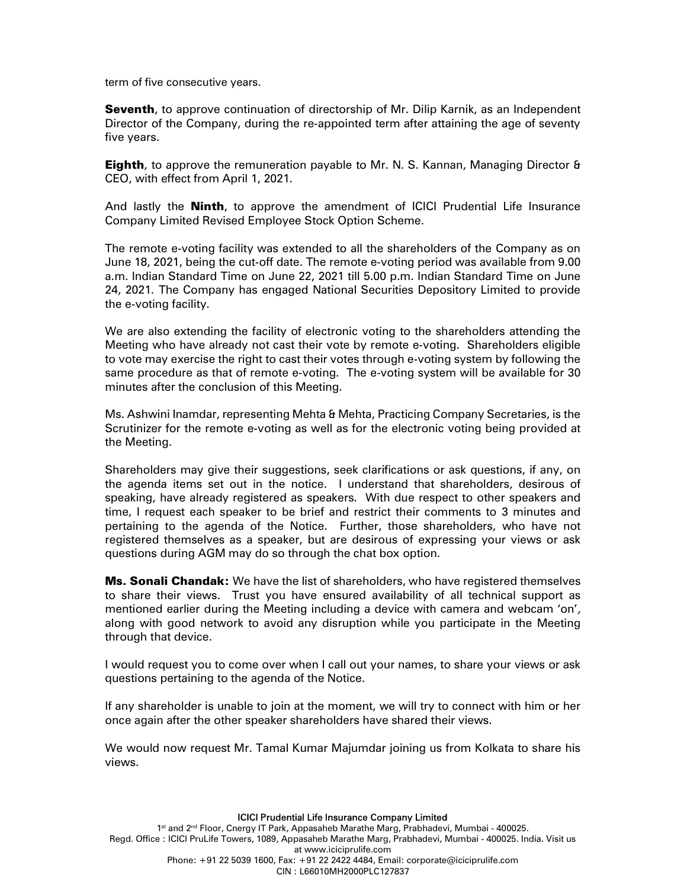term of five consecutive years.

**Seventh**, to approve continuation of directorship of Mr. Dilip Karnik, as an Independent Director of the Company, during the re-appointed term after attaining the age of seventy five years.

**Eighth**, to approve the remuneration payable to Mr. N. S. Kannan, Managing Director & CEO, with effect from April 1, 2021.

And lastly the **Ninth**, to approve the amendment of ICICI Prudential Life Insurance Company Limited Revised Employee Stock Option Scheme.

The remote e-voting facility was extended to all the shareholders of the Company as on June 18, 2021, being the cut-off date. The remote e-voting period was available from 9.00 a.m. Indian Standard Time on June 22, 2021 till 5.00 p.m. Indian Standard Time on June 24, 2021. The Company has engaged National Securities Depository Limited to provide the e-voting facility.

We are also extending the facility of electronic voting to the shareholders attending the Meeting who have already not cast their vote by remote e-voting. Shareholders eligible to vote may exercise the right to cast their votes through e-voting system by following the same procedure as that of remote e-voting. The e-voting system will be available for 30 minutes after the conclusion of this Meeting.

Ms. Ashwini Inamdar, representing Mehta & Mehta, Practicing Company Secretaries, is the Scrutinizer for the remote e-voting as well as for the electronic voting being provided at the Meeting.

Shareholders may give their suggestions, seek clarifications or ask questions, if any, on the agenda items set out in the notice. I understand that shareholders, desirous of speaking, have already registered as speakers. With due respect to other speakers and time, I request each speaker to be brief and restrict their comments to 3 minutes and pertaining to the agenda of the Notice. Further, those shareholders, who have not registered themselves as a speaker, but are desirous of expressing your views or ask questions during AGM may do so through the chat box option.

**Ms. Sonali Chandak:** We have the list of shareholders, who have registered themselves to share their views. Trust you have ensured availability of all technical support as mentioned earlier during the Meeting including a device with camera and webcam 'on', along with good network to avoid any disruption while you participate in the Meeting through that device.

I would request you to come over when I call out your names, to share your views or ask questions pertaining to the agenda of the Notice.

If any shareholder is unable to join at the moment, we will try to connect with him or her once again after the other speaker shareholders have shared their views.

We would now request Mr. Tamal Kumar Majumdar joining us from Kolkata to share his views.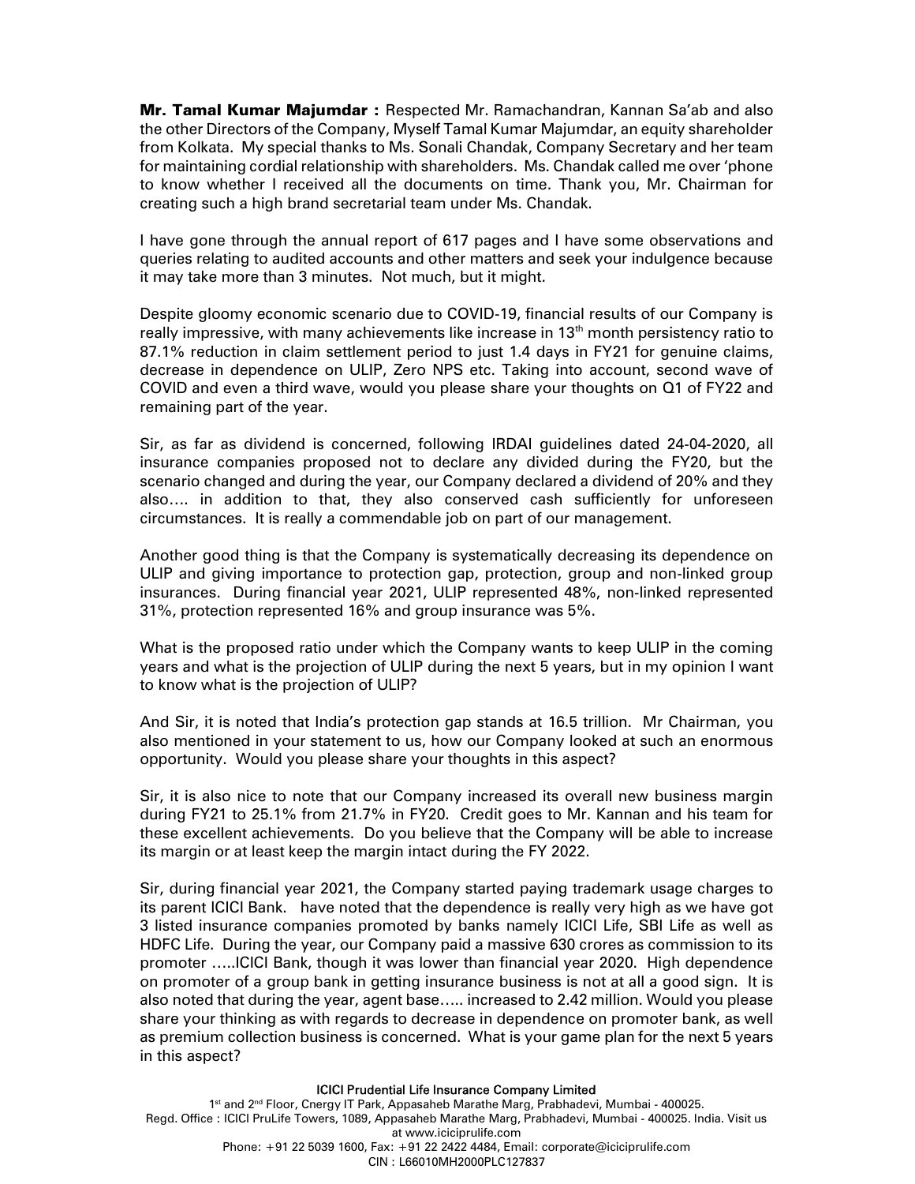**Mr. Tamal Kumar Majumdar :** Respected Mr. Ramachandran, Kannan Sa'ab and also the other Directors of the Company, Myself Tamal Kumar Majumdar, an equity shareholder from Kolkata. My special thanks to Ms. Sonali Chandak, Company Secretary and her team for maintaining cordial relationship with shareholders. Ms. Chandak called me over 'phone to know whether I received all the documents on time. Thank you, Mr. Chairman for creating such a high brand secretarial team under Ms. Chandak.

I have gone through the annual report of 617 pages and I have some observations and queries relating to audited accounts and other matters and seek your indulgence because it may take more than 3 minutes. Not much, but it might.

Despite gloomy economic scenario due to COVID-19, financial results of our Company is really impressive, with many achievements like increase in 13th month persistency ratio to 87.1% reduction in claim settlement period to just 1.4 days in FY21 for genuine claims, decrease in dependence on ULIP, Zero NPS etc. Taking into account, second wave of COVID and even a third wave, would you please share your thoughts on Q1 of FY22 and remaining part of the year.

Sir, as far as dividend is concerned, following IRDAI guidelines dated 24-04-2020, all insurance companies proposed not to declare any divided during the FY20, but the scenario changed and during the year, our Company declared a dividend of 20% and they also…. in addition to that, they also conserved cash sufficiently for unforeseen circumstances. It is really a commendable job on part of our management.

Another good thing is that the Company is systematically decreasing its dependence on ULIP and giving importance to protection gap, protection, group and non-linked group insurances. During financial year 2021, ULIP represented 48%, non-linked represented 31%, protection represented 16% and group insurance was 5%.

What is the proposed ratio under which the Company wants to keep ULIP in the coming years and what is the projection of ULIP during the next 5 years, but in my opinion I want to know what is the projection of ULIP?

And Sir, it is noted that India's protection gap stands at 16.5 trillion. Mr Chairman, you also mentioned in your statement to us, how our Company looked at such an enormous opportunity. Would you please share your thoughts in this aspect?

Sir, it is also nice to note that our Company increased its overall new business margin during FY21 to 25.1% from 21.7% in FY20. Credit goes to Mr. Kannan and his team for these excellent achievements. Do you believe that the Company will be able to increase its margin or at least keep the margin intact during the FY 2022.

Sir, during financial year 2021, the Company started paying trademark usage charges to its parent ICICI Bank. have noted that the dependence is really very high as we have got 3 listed insurance companies promoted by banks namely ICICI Life, SBI Life as well as HDFC Life. During the year, our Company paid a massive 630 crores as commission to its promoter …..ICICI Bank, though it was lower than financial year 2020. High dependence on promoter of a group bank in getting insurance business is not at all a good sign. It is also noted that during the year, agent base….. increased to 2.42 million. Would you please share your thinking as with regards to decrease in dependence on promoter bank, as well as premium collection business is concerned. What is your game plan for the next 5 years in this aspect?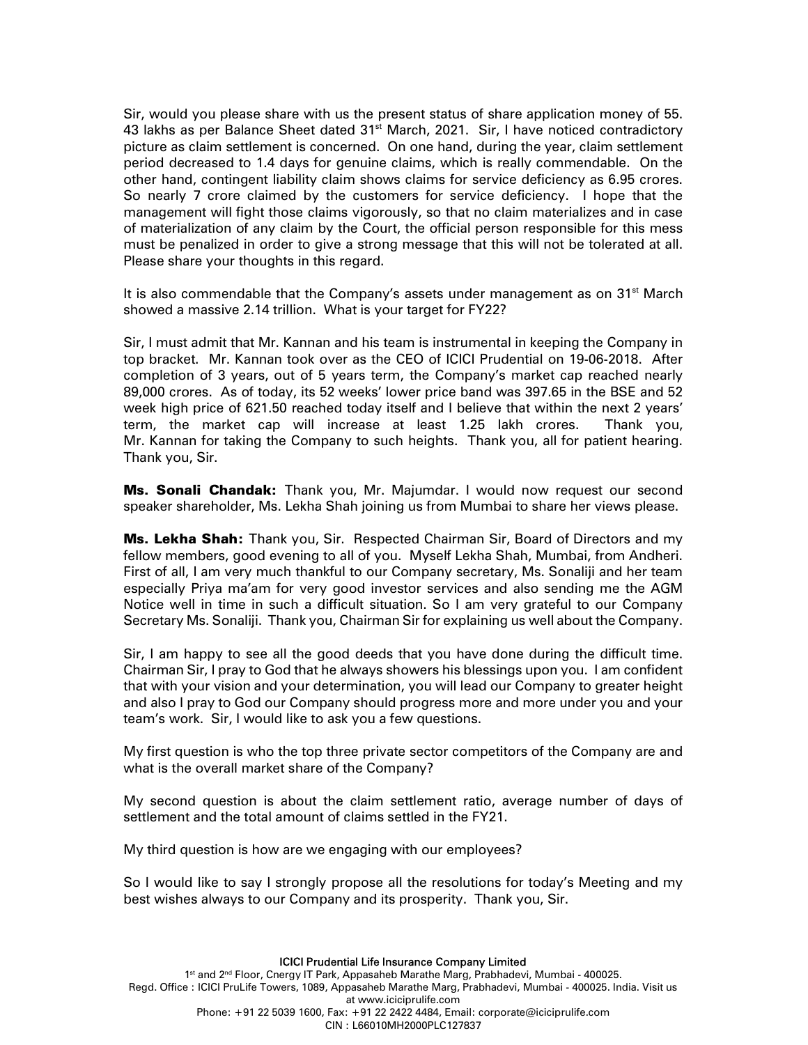Sir, would you please share with us the present status of share application money of 55. 43 lakhs as per Balance Sheet dated 31st March, 2021. Sir, I have noticed contradictory picture as claim settlement is concerned. On one hand, during the year, claim settlement period decreased to 1.4 days for genuine claims, which is really commendable. On the other hand, contingent liability claim shows claims for service deficiency as 6.95 crores. So nearly 7 crore claimed by the customers for service deficiency. I hope that the management will fight those claims vigorously, so that no claim materializes and in case of materialization of any claim by the Court, the official person responsible for this mess must be penalized in order to give a strong message that this will not be tolerated at all. Please share your thoughts in this regard.

It is also commendable that the Company's assets under management as on 31st March showed a massive 2.14 trillion. What is your target for FY22?

Sir, I must admit that Mr. Kannan and his team is instrumental in keeping the Company in top bracket. Mr. Kannan took over as the CEO of ICICI Prudential on 19-06-2018. After completion of 3 years, out of 5 years term, the Company's market cap reached nearly 89,000 crores. As of today, its 52 weeks' lower price band was 397.65 in the BSE and 52 week high price of 621.50 reached today itself and I believe that within the next 2 years' term, the market cap will increase at least 1.25 lakh crores. Thank you, Mr. Kannan for taking the Company to such heights. Thank you, all for patient hearing. Thank you, Sir.

**Ms. Sonali Chandak:** Thank you, Mr. Majumdar. I would now request our second speaker shareholder, Ms. Lekha Shah joining us from Mumbai to share her views please.

**Ms. Lekha Shah:** Thank you, Sir. Respected Chairman Sir, Board of Directors and my fellow members, good evening to all of you. Myself Lekha Shah, Mumbai, from Andheri. First of all, I am very much thankful to our Company secretary, Ms. Sonaliji and her team especially Priya ma'am for very good investor services and also sending me the AGM Notice well in time in such a difficult situation. So I am very grateful to our Company Secretary Ms. Sonaliji. Thank you, Chairman Sir for explaining us well about the Company.

Sir, I am happy to see all the good deeds that you have done during the difficult time. Chairman Sir, I pray to God that he always showers his blessings upon you. I am confident that with your vision and your determination, you will lead our Company to greater height and also I pray to God our Company should progress more and more under you and your team's work. Sir, I would like to ask you a few questions.

My first question is who the top three private sector competitors of the Company are and what is the overall market share of the Company?

My second question is about the claim settlement ratio, average number of days of settlement and the total amount of claims settled in the FY21.

My third question is how are we engaging with our employees?

So I would like to say I strongly propose all the resolutions for today's Meeting and my best wishes always to our Company and its prosperity. Thank you, Sir.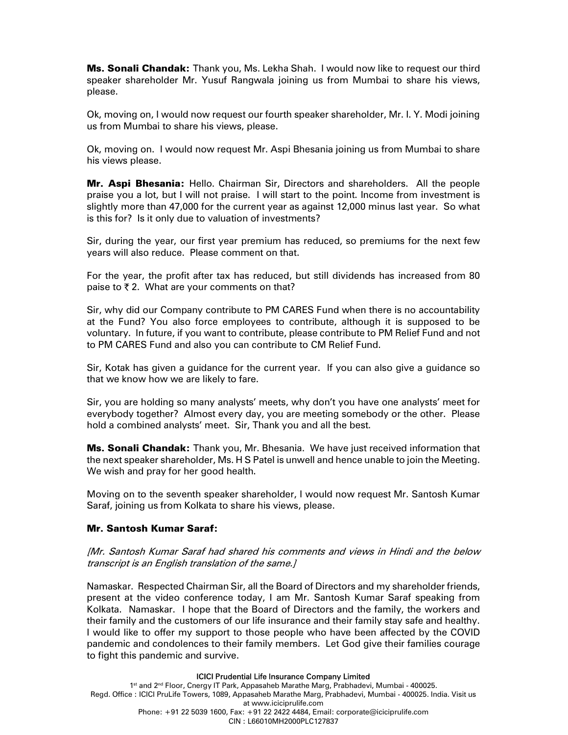**Ms. Sonali Chandak:** Thank you, Ms. Lekha Shah. I would now like to request our third speaker shareholder Mr. Yusuf Rangwala joining us from Mumbai to share his views, please.

Ok, moving on, I would now request our fourth speaker shareholder, Mr. I. Y. Modi joining us from Mumbai to share his views, please.

Ok, moving on. I would now request Mr. Aspi Bhesania joining us from Mumbai to share his views please.

**Mr. Aspi Bhesania:** Hello. Chairman Sir, Directors and shareholders. All the people praise you a lot, but I will not praise. I will start to the point. Income from investment is slightly more than 47,000 for the current year as against 12,000 minus last year. So what is this for? Is it only due to valuation of investments?

Sir, during the year, our first year premium has reduced, so premiums for the next few years will also reduce. Please comment on that.

For the year, the profit after tax has reduced, but still dividends has increased from 80 paise to ₹ 2. What are your comments on that?

Sir, why did our Company contribute to PM CARES Fund when there is no accountability at the Fund? You also force employees to contribute, although it is supposed to be voluntary. In future, if you want to contribute, please contribute to PM Relief Fund and not to PM CARES Fund and also you can contribute to CM Relief Fund.

Sir, Kotak has given a guidance for the current year. If you can also give a guidance so that we know how we are likely to fare.

Sir, you are holding so many analysts' meets, why don't you have one analysts' meet for everybody together? Almost every day, you are meeting somebody or the other. Please hold a combined analysts' meet. Sir, Thank you and all the best.

**Ms. Sonali Chandak:** Thank you, Mr. Bhesania. We have just received information that the next speaker shareholder, Ms. H S Patel is unwell and hence unable to join the Meeting. We wish and pray for her good health.

Moving on to the seventh speaker shareholder, I would now request Mr. Santosh Kumar Saraf, joining us from Kolkata to share his views, please.

**Mr. Santosh Kumar Saraf:**

*[Mr. Santosh Kumar Saraf had shared his comments and views in Hindi and the below transcript is an English translation of the same.]*

Namaskar. Respected Chairman Sir, all the Board of Directors and my shareholder friends, present at the video conference today, I am Mr. Santosh Kumar Saraf speaking from Kolkata. Namaskar. I hope that the Board of Directors and the family, the workers and their family and the customers of our life insurance and their family stay safe and healthy. I would like to offer my support to those people who have been affected by the COVID pandemic and condolences to their family members. Let God give their families courage to fight this pandemic and survive.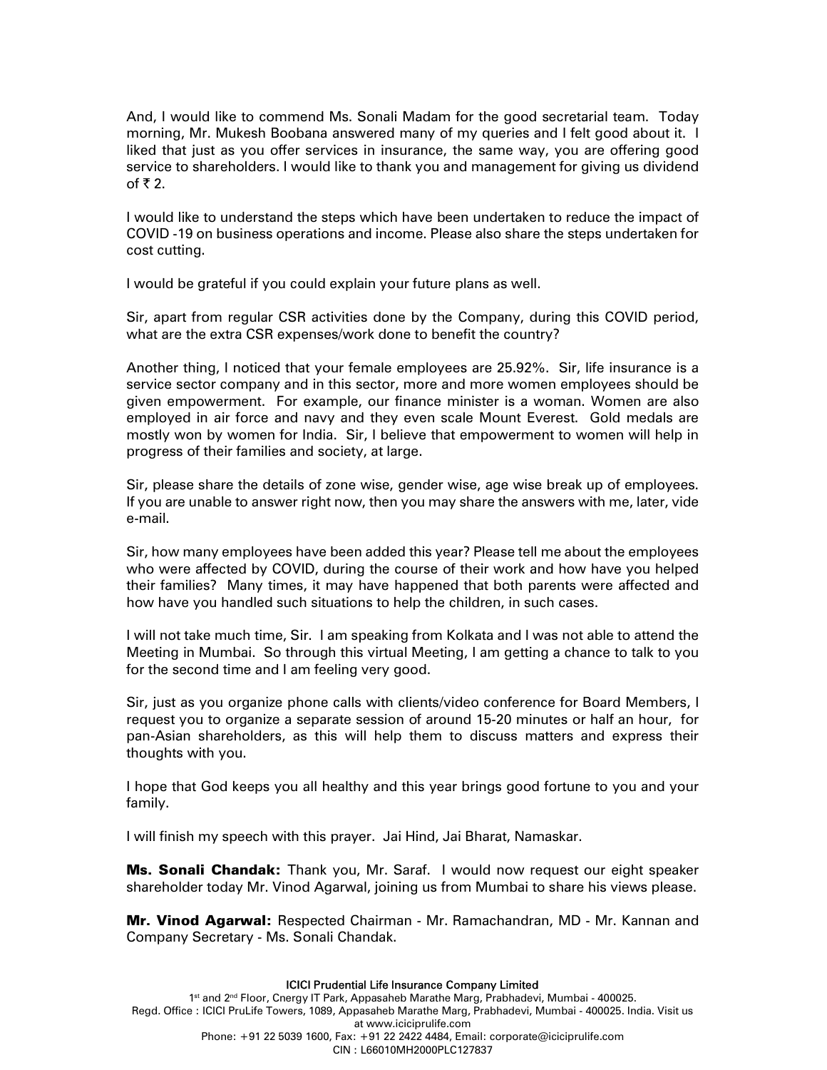And, I would like to commend Ms. Sonali Madam for the good secretarial team. Today morning, Mr. Mukesh Boobana answered many of my queries and I felt good about it. I liked that just as you offer services in insurance, the same way, you are offering good service to shareholders. I would like to thank you and management for giving us dividend of ₹ 2.

I would like to understand the steps which have been undertaken to reduce the impact of COVID -19 on business operations and income. Please also share the steps undertaken for cost cutting.

I would be grateful if you could explain your future plans as well.

Sir, apart from regular CSR activities done by the Company, during this COVID period, what are the extra CSR expenses/work done to benefit the country?

Another thing, I noticed that your female employees are 25.92%. Sir, life insurance is a service sector company and in this sector, more and more women employees should be given empowerment. For example, our finance minister is a woman. Women are also employed in air force and navy and they even scale Mount Everest. Gold medals are mostly won by women for India. Sir, I believe that empowerment to women will help in progress of their families and society, at large.

Sir, please share the details of zone wise, gender wise, age wise break up of employees. If you are unable to answer right now, then you may share the answers with me, later, vide e-mail.

Sir, how many employees have been added this year? Please tell me about the employees who were affected by COVID, during the course of their work and how have you helped their families? Many times, it may have happened that both parents were affected and how have you handled such situations to help the children, in such cases.

I will not take much time, Sir. I am speaking from Kolkata and I was not able to attend the Meeting in Mumbai. So through this virtual Meeting, I am getting a chance to talk to you for the second time and I am feeling very good.

Sir, just as you organize phone calls with clients/video conference for Board Members, I request you to organize a separate session of around 15-20 minutes or half an hour, for pan-Asian shareholders, as this will help them to discuss matters and express their thoughts with you.

I hope that God keeps you all healthy and this year brings good fortune to you and your family.

I will finish my speech with this prayer. Jai Hind, Jai Bharat, Namaskar.

**Ms. Sonali Chandak:** Thank you, Mr. Saraf. I would now request our eight speaker shareholder today Mr. Vinod Agarwal, joining us from Mumbai to share his views please.

**Mr. Vinod Agarwal:** Respected Chairman - Mr. Ramachandran, MD - Mr. Kannan and Company Secretary - Ms. Sonali Chandak.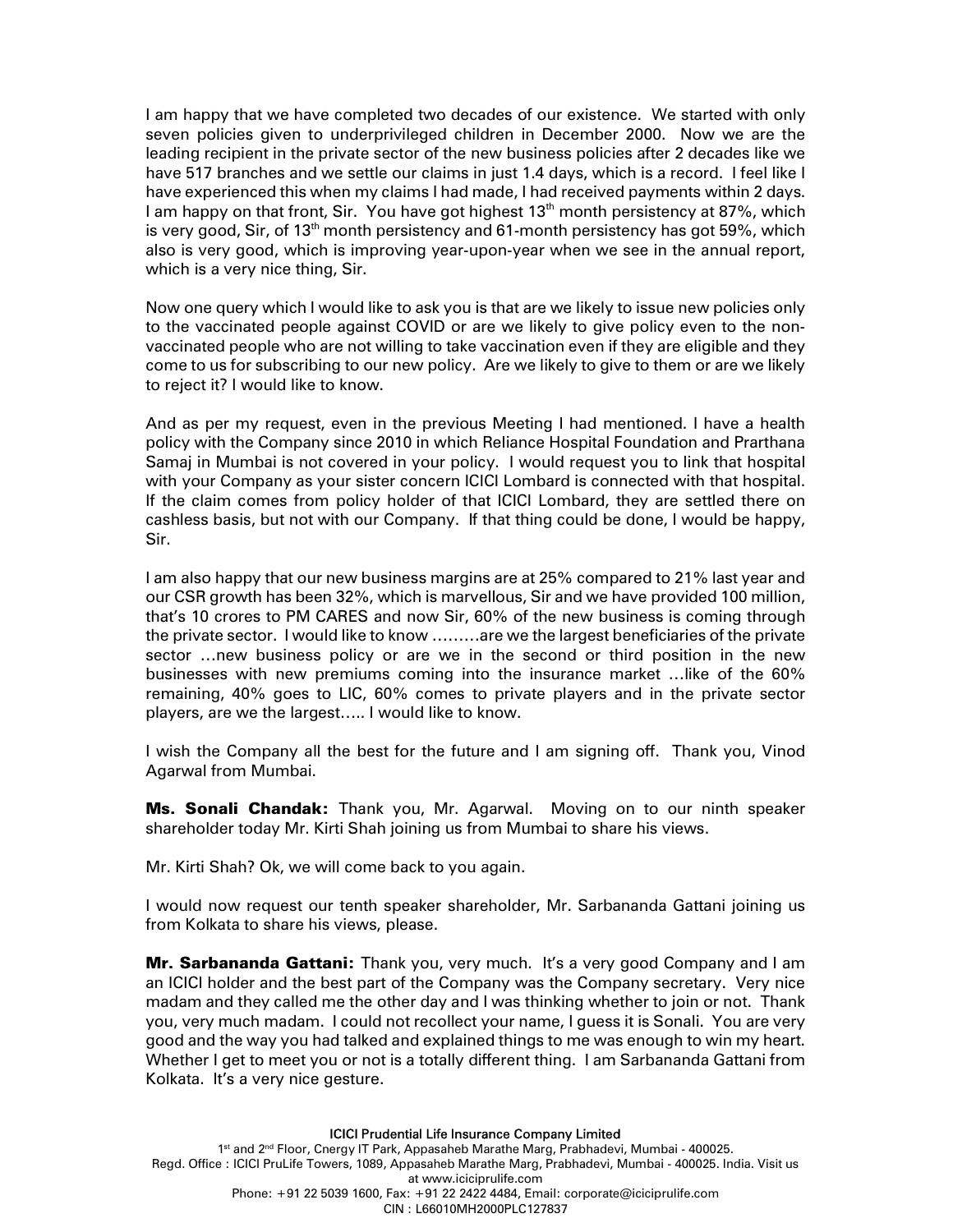I am happy that we have completed two decades of our existence. We started with only seven policies given to underprivileged children in December 2000. Now we are the leading recipient in the private sector of the new business policies after 2 decades like we have 517 branches and we settle our claims in just 1.4 days, which is a record. I feel like I have experienced this when my claims I had made, I had received payments within 2 days. I am happy on that front, Sir. You have got highest 13th month persistency at 87%, which is very good, Sir, of 13th month persistency and 61-month persistency has got 59%, which also is very good, which is improving year-upon-year when we see in the annual report, which is a very nice thing, Sir.

Now one query which I would like to ask you is that are we likely to issue new policies only to the vaccinated people against COVID or are we likely to give policy even to the non-vaccinated people who are not willing to take vaccination even if they are eligible and they come to us for subscribing to our new policy. Are we likely to give to them or are we likely to reject it? I would like to know.

And as per my request, even in the previous Meeting I had mentioned. I have a health policy with the Company since 2010 in which Reliance Hospital Foundation and Prarthana Samaj in Mumbai is not covered in your policy. I would request you to link that hospital with your Company as your sister concern ICICI Lombard is connected with that hospital. If the claim comes from policy holder of that ICICI Lombard, they are settled there on cashless basis, but not with our Company. If that thing could be done, I would be happy, Sir.

I am also happy that our new business margins are at 25% compared to 21% last year and our CSR growth has been 32%, which is marvellous, Sir and we have provided 100 million, that's 10 crores to PM CARES and now Sir, 60% of the new business is coming through the private sector. I would like to know .........are we the largest beneficiaries of the private sector ...new business policy or are we in the second or third position in the new businesses with new premiums coming into the insurance market ...like of the 60% remaining, 40% goes to LIC, 60% comes to private players and in the private sector players, are we the largest..... I would like to know.

I wish the Company all the best for the future and I am signing off. Thank you, Vinod Agarwal from Mumbai.

**Ms. Sonali Chandak:** Thank you, Mr. Agarwal. Moving on to our ninth speaker shareholder today Mr. Kirti Shah joining us from Mumbai to share his views.

Mr. Kirti Shah? Ok, we will come back to you again.

I would now request our tenth speaker shareholder, Mr. Sarbananda Gattani joining us from Kolkata to share his views, please.

**Mr. Sarbananda Gattani:** Thank you, very much. It's a very good Company and I am an ICICI holder and the best part of the Company was the Company secretary. Very nice madam and they called me the other day and I was thinking whether to join or not. Thank you, very much madam. I could not recollect your name, I guess it is Sonali. You are very good and the way you had talked and explained things to me was enough to win my heart. Whether I get to meet you or not is a totally different thing. I am Sarbananda Gattani from Kolkata. It's a very nice gesture.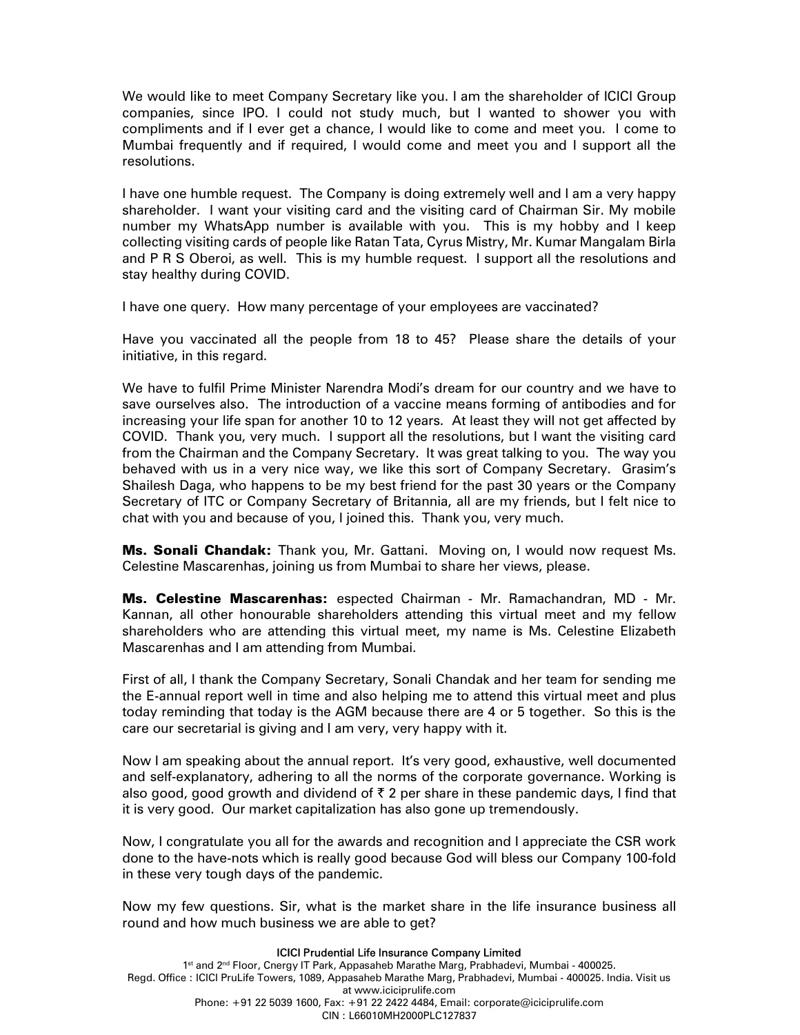We would like to meet Company Secretary like you. I am the shareholder of ICICI Group companies, since IPO. I could not study much, but I wanted to shower you with compliments and if I ever get a chance, I would like to come and meet you. I come to Mumbai frequently and if required, I would come and meet you and I support all the resolutions.

I have one humble request. The Company is doing extremely well and I am a very happy shareholder. I want your visiting card and the visiting card of Chairman Sir. My mobile number my WhatsApp number is available with you. This is my hobby and I keep collecting visiting cards of people like Ratan Tata, Cyrus Mistry, Mr. Kumar Mangalam Birla and P R S Oberoi, as well. This is my humble request. I support all the resolutions and stay healthy during COVID.

I have one query. How many percentage of your employees are vaccinated?

Have you vaccinated all the people from 18 to 45? Please share the details of your initiative, in this regard.

We have to fulfil Prime Minister Narendra Modi's dream for our country and we have to save ourselves also. The introduction of a vaccine means forming of antibodies and for increasing your life span for another 10 to 12 years. At least they will not get affected by COVID. Thank you, very much. I support all the resolutions, but I want the visiting card from the Chairman and the Company Secretary. It was great talking to you. The way you behaved with us in a very nice way, we like this sort of Company Secretary. Grasim's Shailesh Daga, who happens to be my best friend for the past 30 years or the Company Secretary of ITC or Company Secretary of Britannia, all are my friends, but I felt nice to chat with you and because of you, I joined this. Thank you, very much.

**Ms. Sonali Chandak:** Thank you, Mr. Gattani. Moving on, I would now request Ms. Celestine Mascarenhas, joining us from Mumbai to share her views, please.

**Ms. Celestine Mascarenhas:** espected Chairman - Mr. Ramachandran, MD - Mr. Kannan, all other honourable shareholders attending this virtual meet and my fellow shareholders who are attending this virtual meet, my name is Ms. Celestine Elizabeth Mascarenhas and I am attending from Mumbai.

First of all, I thank the Company Secretary, Sonali Chandak and her team for sending me the E-annual report well in time and also helping me to attend this virtual meet and plus today reminding that today is the AGM because there are 4 or 5 together. So this is the care our secretarial is giving and I am very, very happy with it.

Now I am speaking about the annual report. It's very good, exhaustive, well documented and self-explanatory, adhering to all the norms of the corporate governance. Working is also good, good growth and dividend of ₹ 2 per share in these pandemic days, I find that it is very good. Our market capitalization has also gone up tremendously.

Now, I congratulate you all for the awards and recognition and I appreciate the CSR work done to the have-nots which is really good because God will bless our Company 100-fold in these very tough days of the pandemic.

Now my few questions. Sir, what is the market share in the life insurance business all round and how much business we are able to get?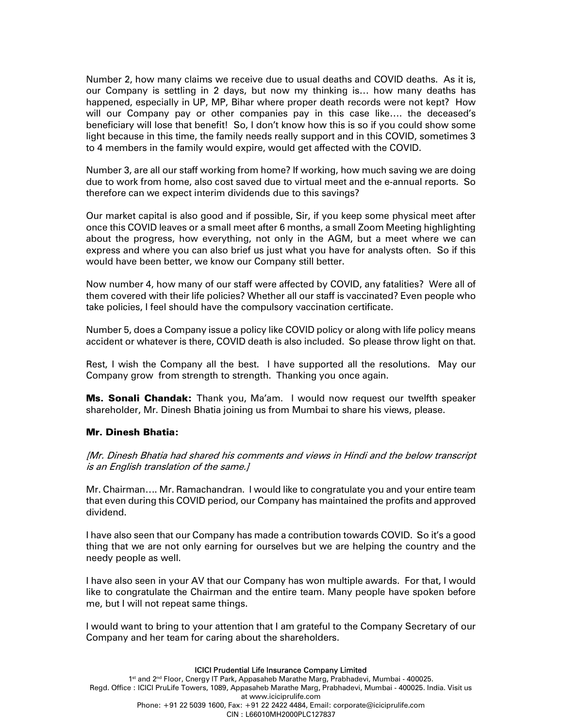Number 2, how many claims we receive due to usual deaths and COVID deaths. As it is, our Company is settling in 2 days, but now my thinking is… how many deaths has happened, especially in UP, MP, Bihar where proper death records were not kept? How will our Company pay or other companies pay in this case like…. the deceased's beneficiary will lose that benefit! So, I don't know how this is so if you could show some light because in this time, the family needs really support and in this COVID, sometimes 3 to 4 members in the family would expire, would get affected with the COVID.

Number 3, are all our staff working from home? If working, how much saving we are doing due to work from home, also cost saved due to virtual meet and the e-annual reports. So therefore can we expect interim dividends due to this savings?

Our market capital is also good and if possible, Sir, if you keep some physical meet after once this COVID leaves or a small meet after 6 months, a small Zoom Meeting highlighting about the progress, how everything, not only in the AGM, but a meet where we can express and where you can also brief us just what you have for analysts often. So if this would have been better, we know our Company still better.

Now number 4, how many of our staff were affected by COVID, any fatalities? Were all of them covered with their life policies? Whether all our staff is vaccinated? Even people who take policies, I feel should have the compulsory vaccination certificate.

Number 5, does a Company issue a policy like COVID policy or along with life policy means accident or whatever is there, COVID death is also included. So please throw light on that.

Rest, I wish the Company all the best. I have supported all the resolutions. May our Company grow from strength to strength. Thanking you once again.

**Ms. Sonali Chandak:** Thank you, Ma'am. I would now request our twelfth speaker shareholder, Mr. Dinesh Bhatia joining us from Mumbai to share his views, please.

**Mr. Dinesh Bhatia:**

*[Mr. Dinesh Bhatia had shared his comments and views in Hindi and the below transcript is an English translation of the same.]*

Mr. Chairman…. Mr. Ramachandran. I would like to congratulate you and your entire team that even during this COVID period, our Company has maintained the profits and approved dividend.

I have also seen that our Company has made a contribution towards COVID. So it's a good thing that we are not only earning for ourselves but we are helping the country and the needy people as well.

I have also seen in your AV that our Company has won multiple awards. For that, I would like to congratulate the Chairman and the entire team. Many people have spoken before me, but I will not repeat same things.

I would want to bring to your attention that I am grateful to the Company Secretary of our Company and her team for caring about the shareholders.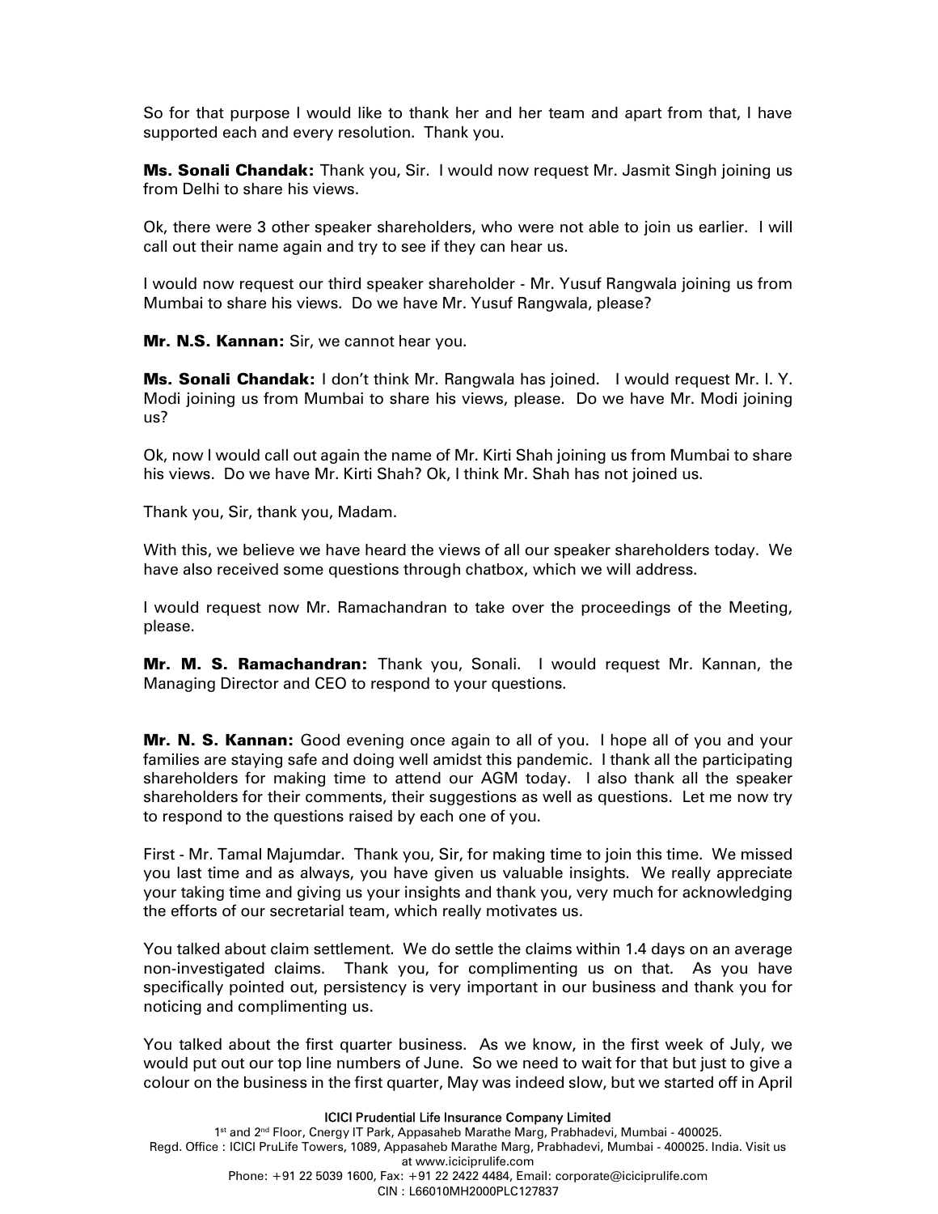So for that purpose I would like to thank her and her team and apart from that, I have supported each and every resolution. Thank you.

**Ms. Sonali Chandak:** Thank you, Sir. I would now request Mr. Jasmit Singh joining us from Delhi to share his views.

Ok, there were 3 other speaker shareholders, who were not able to join us earlier. I will call out their name again and try to see if they can hear us.

I would now request our third speaker shareholder - Mr. Yusuf Rangwala joining us from Mumbai to share his views. Do we have Mr. Yusuf Rangwala, please?

**Mr. N.S. Kannan:** Sir, we cannot hear you.

**Ms. Sonali Chandak:** I don't think Mr. Rangwala has joined. I would request Mr. I. Y. Modi joining us from Mumbai to share his views, please. Do we have Mr. Modi joining us?

Ok, now I would call out again the name of Mr. Kirti Shah joining us from Mumbai to share his views. Do we have Mr. Kirti Shah? Ok, I think Mr. Shah has not joined us.

Thank you, Sir, thank you, Madam.

With this, we believe we have heard the views of all our speaker shareholders today. We have also received some questions through chatbox, which we will address.

I would request now Mr. Ramachandran to take over the proceedings of the Meeting, please.

**Mr. M. S. Ramachandran:** Thank you, Sonali. I would request Mr. Kannan, the Managing Director and CEO to respond to your questions.

**Mr. N. S. Kannan:** Good evening once again to all of you. I hope all of you and your families are staying safe and doing well amidst this pandemic. I thank all the participating shareholders for making time to attend our AGM today. I also thank all the speaker shareholders for their comments, their suggestions as well as questions. Let me now try to respond to the questions raised by each one of you.

First - Mr. Tamal Majumdar. Thank you, Sir, for making time to join this time. We missed you last time and as always, you have given us valuable insights. We really appreciate your taking time and giving us your insights and thank you, very much for acknowledging the efforts of our secretarial team, which really motivates us.

You talked about claim settlement. We do settle the claims within 1.4 days on an average non-investigated claims. Thank you, for complimenting us on that. As you have specifically pointed out, persistency is very important in our business and thank you for noticing and complimenting us.

You talked about the first quarter business. As we know, in the first week of July, we would put out our top line numbers of June. So we need to wait for that but just to give a colour on the business in the first quarter, May was indeed slow, but we started off in April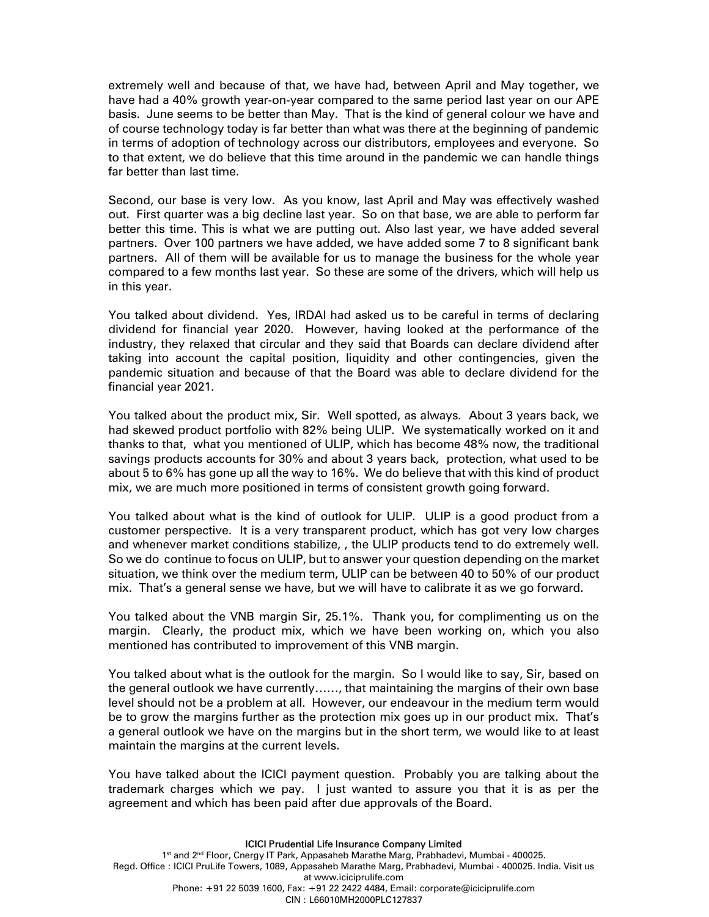extremely well and because of that, we have had, between April and May together, we have had a 40% growth year-on-year compared to the same period last year on our APE basis. June seems to be better than May. That is the kind of general colour we have and of course technology today is far better than what was there at the beginning of pandemic in terms of adoption of technology across our distributors, employees and everyone. So to that extent, we do believe that this time around in the pandemic we can handle things far better than last time.

Second, our base is very low. As you know, last April and May was effectively washed out. First quarter was a big decline last year. So on that base, we are able to perform far better this time. This is what we are putting out. Also last year, we have added several partners. Over 100 partners we have added, we have added some 7 to 8 significant bank partners. All of them will be available for us to manage the business for the whole year compared to a few months last year. So these are some of the drivers, which will help us in this year.

You talked about dividend. Yes, IRDAI had asked us to be careful in terms of declaring dividend for financial year 2020. However, having looked at the performance of the industry, they relaxed that circular and they said that Boards can declare dividend after taking into account the capital position, liquidity and other contingencies, given the pandemic situation and because of that the Board was able to declare dividend for the financial year 2021.

You talked about the product mix, Sir. Well spotted, as always. About 3 years back, we had skewed product portfolio with 82% being ULIP. We systematically worked on it and thanks to that, what you mentioned of ULIP, which has become 48% now, the traditional savings products accounts for 30% and about 3 years back, protection, what used to be about 5 to 6% has gone up all the way to 16%. We do believe that with this kind of product mix, we are much more positioned in terms of consistent growth going forward.

You talked about what is the kind of outlook for ULIP. ULIP is a good product from a customer perspective. It is a very transparent product, which has got very low charges and whenever market conditions stabilize, , the ULIP products tend to do extremely well. So we do continue to focus on ULIP, but to answer your question depending on the market situation, we think over the medium term, ULIP can be between 40 to 50% of our product mix. That's a general sense we have, but we will have to calibrate it as we go forward.

You talked about the VNB margin Sir, 25.1%. Thank you, for complimenting us on the margin. Clearly, the product mix, which we have been working on, which you also mentioned has contributed to improvement of this VNB margin.

You talked about what is the outlook for the margin. So I would like to say, Sir, based on the general outlook we have currently……, that maintaining the margins of their own base level should not be a problem at all. However, our endeavour in the medium term would be to grow the margins further as the protection mix goes up in our product mix. That's a general outlook we have on the margins but in the short term, we would like to at least maintain the margins at the current levels.

You have talked about the ICICI payment question. Probably you are talking about the trademark charges which we pay. I just wanted to assure you that it is as per the agreement and which has been paid after due approvals of the Board.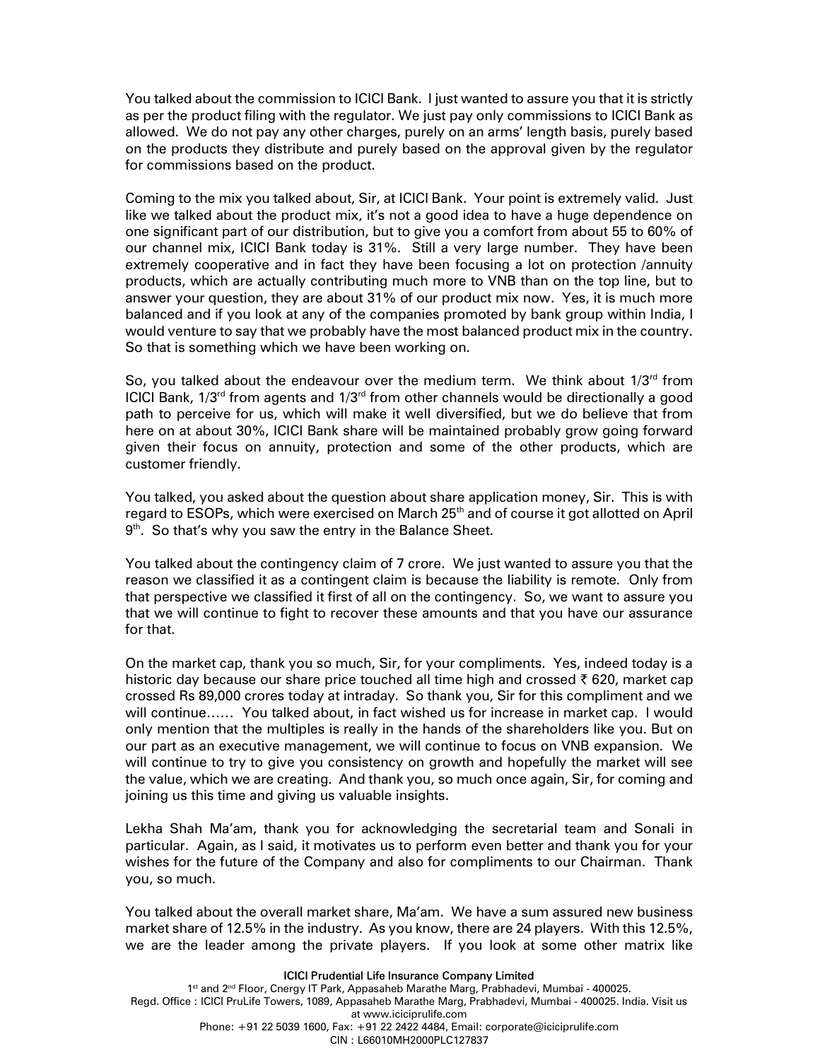You talked about the commission to ICICI Bank. I just wanted to assure you that it is strictly as per the product filing with the regulator. We just pay only commissions to ICICI Bank as allowed. We do not pay any other charges, purely on an arms' length basis, purely based on the products they distribute and purely based on the approval given by the regulator for commissions based on the product.

Coming to the mix you talked about, Sir, at ICICI Bank. Your point is extremely valid. Just like we talked about the product mix, it's not a good idea to have a huge dependence on one significant part of our distribution, but to give you a comfort from about 55 to 60% of our channel mix, ICICI Bank today is 31%. Still a very large number. They have been extremely cooperative and in fact they have been focusing a lot on protection /annuity products, which are actually contributing much more to VNB than on the top line, but to answer your question, they are about 31% of our product mix now. Yes, it is much more balanced and if you look at any of the companies promoted by bank group within India, I would venture to say that we probably have the most balanced product mix in the country. So that is something which we have been working on.

So, you talked about the endeavour over the medium term. We think about 1/3rd from ICICI Bank, 1/3rd from agents and 1/3rd from other channels would be directionally a good path to perceive for us, which will make it well diversified, but we do believe that from here on at about 30%, ICICI Bank share will be maintained probably grow going forward given their focus on annuity, protection and some of the other products, which are customer friendly.

You talked, you asked about the question about share application money, Sir. This is with regard to ESOPs, which were exercised on March 25th and of course it got allotted on April 9th. So that's why you saw the entry in the Balance Sheet.

You talked about the contingency claim of 7 crore. We just wanted to assure you that the reason we classified it as a contingent claim is because the liability is remote. Only from that perspective we classified it first of all on the contingency. So, we want to assure you that we will continue to fight to recover these amounts and that you have our assurance for that.

On the market cap, thank you so much, Sir, for your compliments. Yes, indeed today is a historic day because our share price touched all time high and crossed ₹ 620, market cap crossed Rs 89,000 crores today at intraday. So thank you, Sir for this compliment and we will continue…… You talked about, in fact wished us for increase in market cap. I would only mention that the multiples is really in the hands of the shareholders like you. But on our part as an executive management, we will continue to focus on VNB expansion. We will continue to try to give you consistency on growth and hopefully the market will see the value, which we are creating. And thank you, so much once again, Sir, for coming and joining us this time and giving us valuable insights.

Lekha Shah Ma'am, thank you for acknowledging the secretarial team and Sonali in particular. Again, as I said, it motivates us to perform even better and thank you for your wishes for the future of the Company and also for compliments to our Chairman. Thank you, so much.

You talked about the overall market share, Ma'am. We have a sum assured new business market share of 12.5% in the industry. As you know, there are 24 players. With this 12.5%, we are the leader among the private players. If you look at some other matrix like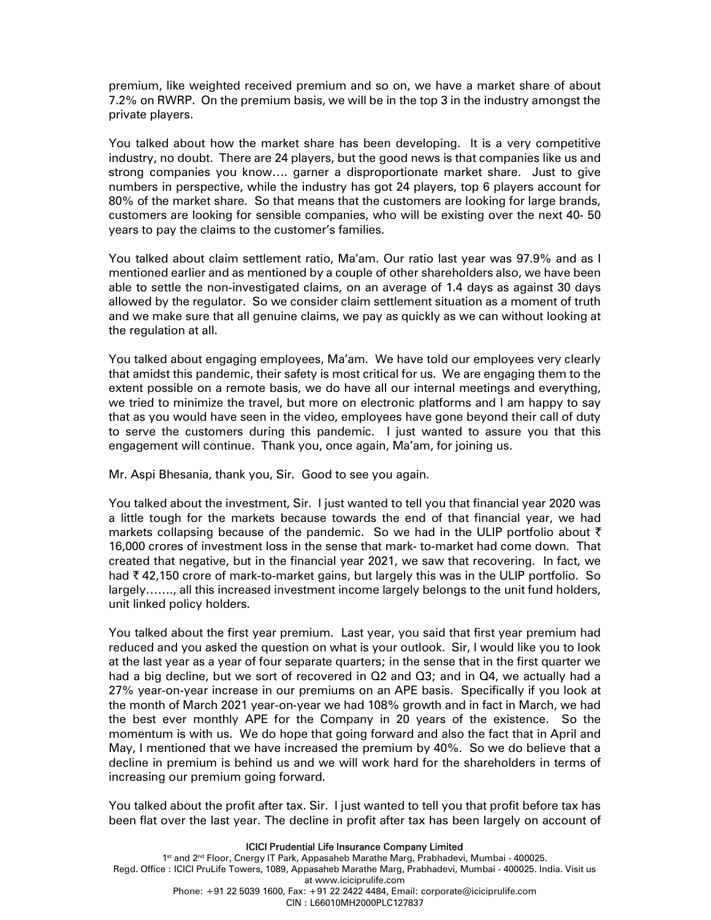premium, like weighted received premium and so on, we have a market share of about 7.2% on RWRP. On the premium basis, we will be in the top 3 in the industry amongst the private players.

You talked about how the market share has been developing. It is a very competitive industry, no doubt. There are 24 players, but the good news is that companies like us and strong companies you know…. garner a disproportionate market share. Just to give numbers in perspective, while the industry has got 24 players, top 6 players account for 80% of the market share. So that means that the customers are looking for large brands, customers are looking for sensible companies, who will be existing over the next 40- 50 years to pay the claims to the customer's families.

You talked about claim settlement ratio, Ma'am. Our ratio last year was 97.9% and as I mentioned earlier and as mentioned by a couple of other shareholders also, we have been able to settle the non-investigated claims, on an average of 1.4 days as against 30 days allowed by the regulator. So we consider claim settlement situation as a moment of truth and we make sure that all genuine claims, we pay as quickly as we can without looking at the regulation at all.

You talked about engaging employees, Ma'am. We have told our employees very clearly that amidst this pandemic, their safety is most critical for us. We are engaging them to the extent possible on a remote basis, we do have all our internal meetings and everything, we tried to minimize the travel, but more on electronic platforms and I am happy to say that as you would have seen in the video, employees have gone beyond their call of duty to serve the customers during this pandemic. I just wanted to assure you that this engagement will continue. Thank you, once again, Ma'am, for joining us.

Mr. Aspi Bhesania, thank you, Sir. Good to see you again.

You talked about the investment, Sir. I just wanted to tell you that financial year 2020 was a little tough for the markets because towards the end of that financial year, we had markets collapsing because of the pandemic. So we had in the ULIP portfolio about ₹ 16,000 crores of investment loss in the sense that mark- to-market had come down. That created that negative, but in the financial year 2021, we saw that recovering. In fact, we had ₹ 42,150 crore of mark-to-market gains, but largely this was in the ULIP portfolio. So largely……., all this increased investment income largely belongs to the unit fund holders, unit linked policy holders.

You talked about the first year premium. Last year, you said that first year premium had reduced and you asked the question on what is your outlook. Sir, I would like you to look at the last year as a year of four separate quarters; in the sense that in the first quarter we had a big decline, but we sort of recovered in Q2 and Q3; and in Q4, we actually had a 27% year-on-year increase in our premiums on an APE basis. Specifically if you look at the month of March 2021 year-on-year we had 108% growth and in fact in March, we had the best ever monthly APE for the Company in 20 years of the existence. So the momentum is with us. We do hope that going forward and also the fact that in April and May, I mentioned that we have increased the premium by 40%. So we do believe that a decline in premium is behind us and we will work hard for the shareholders in terms of increasing our premium going forward.

You talked about the profit after tax. Sir. I just wanted to tell you that profit before tax has been flat over the last year. The decline in profit after tax has been largely on account of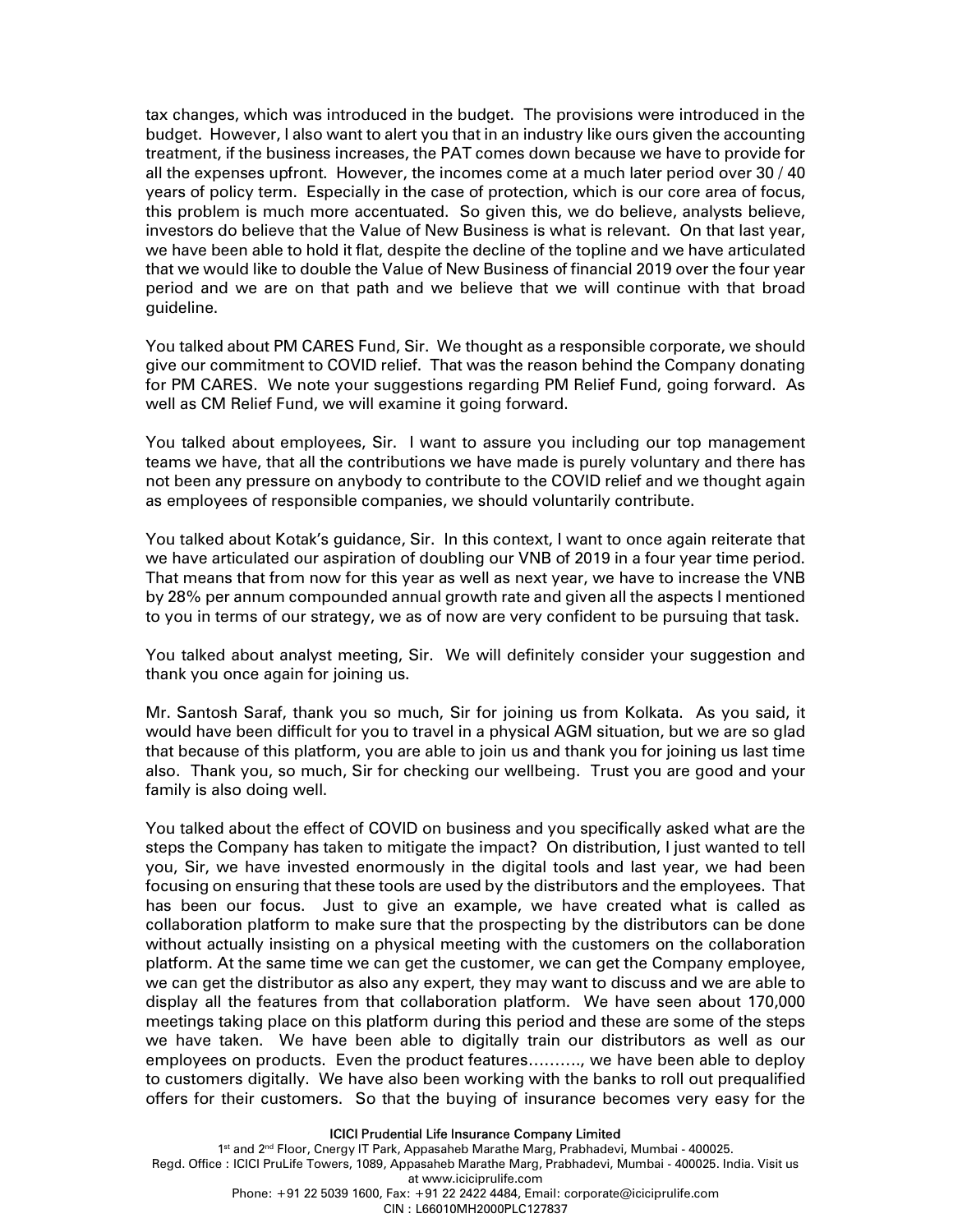tax changes, which was introduced in the budget. The provisions were introduced in the budget. However, I also want to alert you that in an industry like ours given the accounting treatment, if the business increases, the PAT comes down because we have to provide for all the expenses upfront. However, the incomes come at a much later period over 30 / 40 years of policy term. Especially in the case of protection, which is our core area of focus, this problem is much more accentuated. So given this, we do believe, analysts believe, investors do believe that the Value of New Business is what is relevant. On that last year, we have been able to hold it flat, despite the decline of the topline and we have articulated that we would like to double the Value of New Business of financial 2019 over the four year period and we are on that path and we believe that we will continue with that broad guideline.

You talked about PM CARES Fund, Sir. We thought as a responsible corporate, we should give our commitment to COVID relief. That was the reason behind the Company donating for PM CARES. We note your suggestions regarding PM Relief Fund, going forward. As well as CM Relief Fund, we will examine it going forward.

You talked about employees, Sir. I want to assure you including our top management teams we have, that all the contributions we have made is purely voluntary and there has not been any pressure on anybody to contribute to the COVID relief and we thought again as employees of responsible companies, we should voluntarily contribute.

You talked about Kotak's guidance, Sir. In this context, I want to once again reiterate that we have articulated our aspiration of doubling our VNB of 2019 in a four year time period. That means that from now for this year as well as next year, we have to increase the VNB by 28% per annum compounded annual growth rate and given all the aspects I mentioned to you in terms of our strategy, we as of now are very confident to be pursuing that task.

You talked about analyst meeting, Sir. We will definitely consider your suggestion and thank you once again for joining us.

Mr. Santosh Saraf, thank you so much, Sir for joining us from Kolkata. As you said, it would have been difficult for you to travel in a physical AGM situation, but we are so glad that because of this platform, you are able to join us and thank you for joining us last time also. Thank you, so much, Sir for checking our wellbeing. Trust you are good and your family is also doing well.

You talked about the effect of COVID on business and you specifically asked what are the steps the Company has taken to mitigate the impact? On distribution, I just wanted to tell you, Sir, we have invested enormously in the digital tools and last year, we had been focusing on ensuring that these tools are used by the distributors and the employees. That has been our focus. Just to give an example, we have created what is called as collaboration platform to make sure that the prospecting by the distributors can be done without actually insisting on a physical meeting with the customers on the collaboration platform. At the same time we can get the customer, we can get the Company employee, we can get the distributor as also any expert, they may want to discuss and we are able to display all the features from that collaboration platform. We have seen about 170,000 meetings taking place on this platform during this period and these are some of the steps we have taken. We have been able to digitally train our distributors as well as our employees on products. Even the product features………., we have been able to deploy to customers digitally. We have also been working with the banks to roll out prequalified offers for their customers. So that the buying of insurance becomes very easy for the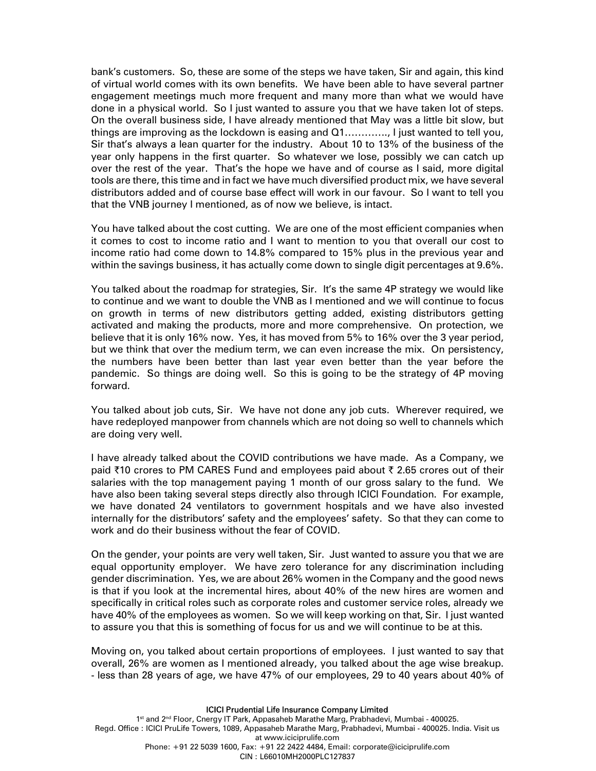bank's customers. So, these are some of the steps we have taken, Sir and again, this kind of virtual world comes with its own benefits. We have been able to have several partner engagement meetings much more frequent and many more than what we would have done in a physical world. So I just wanted to assure you that we have taken lot of steps. On the overall business side, I have already mentioned that May was a little bit slow, but things are improving as the lockdown is easing and Q1…………., I just wanted to tell you, Sir that's always a lean quarter for the industry. About 10 to 13% of the business of the year only happens in the first quarter. So whatever we lose, possibly we can catch up over the rest of the year. That's the hope we have and of course as I said, more digital tools are there, this time and in fact we have much diversified product mix, we have several distributors added and of course base effect will work in our favour. So I want to tell you that the VNB journey I mentioned, as of now we believe, is intact.

You have talked about the cost cutting. We are one of the most efficient companies when it comes to cost to income ratio and I want to mention to you that overall our cost to income ratio had come down to 14.8% compared to 15% plus in the previous year and within the savings business, it has actually come down to single digit percentages at 9.6%.

You talked about the roadmap for strategies, Sir. It's the same 4P strategy we would like to continue and we want to double the VNB as I mentioned and we will continue to focus on growth in terms of new distributors getting added, existing distributors getting activated and making the products, more and more comprehensive. On protection, we believe that it is only 16% now. Yes, it has moved from 5% to 16% over the 3 year period, but we think that over the medium term, we can even increase the mix. On persistency, the numbers have been better than last year even better than the year before the pandemic. So things are doing well. So this is going to be the strategy of 4P moving forward.

You talked about job cuts, Sir. We have not done any job cuts. Wherever required, we have redeployed manpower from channels which are not doing so well to channels which are doing very well.

I have already talked about the COVID contributions we have made. As a Company, we paid ₹10 crores to PM CARES Fund and employees paid about ₹ 2.65 crores out of their salaries with the top management paying 1 month of our gross salary to the fund. We have also been taking several steps directly also through ICICI Foundation. For example, we have donated 24 ventilators to government hospitals and we have also invested internally for the distributors' safety and the employees' safety. So that they can come to work and do their business without the fear of COVID.

On the gender, your points are very well taken, Sir. Just wanted to assure you that we are equal opportunity employer. We have zero tolerance for any discrimination including gender discrimination. Yes, we are about 26% women in the Company and the good news is that if you look at the incremental hires, about 40% of the new hires are women and specifically in critical roles such as corporate roles and customer service roles, already we have 40% of the employees as women. So we will keep working on that, Sir. I just wanted to assure you that this is something of focus for us and we will continue to be at this.

Moving on, you talked about certain proportions of employees. I just wanted to say that overall, 26% are women as I mentioned already, you talked about the age wise breakup. - less than 28 years of age, we have 47% of our employees, 29 to 40 years about 40% of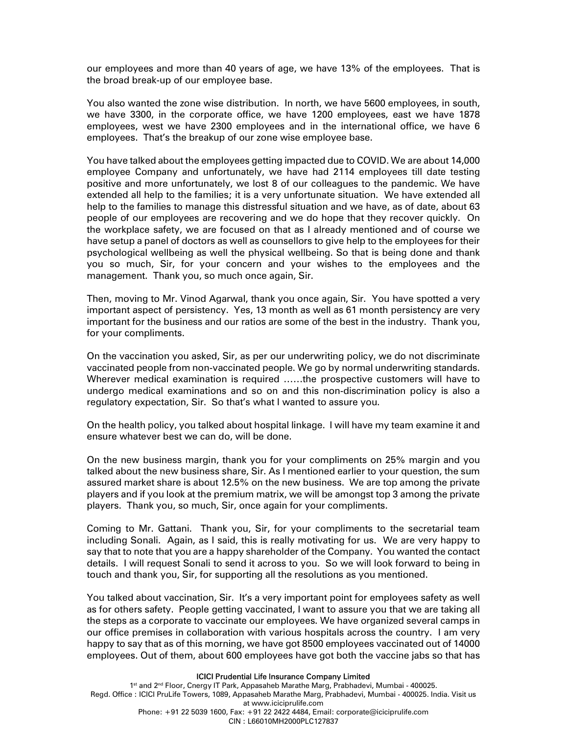our employees and more than 40 years of age, we have 13% of the employees. That is the broad break-up of our employee base.

You also wanted the zone wise distribution. In north, we have 5600 employees, in south, we have 3300, in the corporate office, we have 1200 employees, east we have 1878 employees, west we have 2300 employees and in the international office, we have 6 employees. That's the breakup of our zone wise employee base.

You have talked about the employees getting impacted due to COVID. We are about 14,000 employee Company and unfortunately, we have had 2114 employees till date testing positive and more unfortunately, we lost 8 of our colleagues to the pandemic. We have extended all help to the families; it is a very unfortunate situation. We have extended all help to the families to manage this distressful situation and we have, as of date, about 63 people of our employees are recovering and we do hope that they recover quickly. On the workplace safety, we are focused on that as I already mentioned and of course we have setup a panel of doctors as well as counsellors to give help to the employees for their psychological wellbeing as well the physical wellbeing. So that is being done and thank you so much, Sir, for your concern and your wishes to the employees and the management. Thank you, so much once again, Sir.

Then, moving to Mr. Vinod Agarwal, thank you once again, Sir. You have spotted a very important aspect of persistency. Yes, 13 month as well as 61 month persistency are very important for the business and our ratios are some of the best in the industry. Thank you, for your compliments.

On the vaccination you asked, Sir, as per our underwriting policy, we do not discriminate vaccinated people from non-vaccinated people. We go by normal underwriting standards. Wherever medical examination is required ……the prospective customers will have to undergo medical examinations and so on and this non-discrimination policy is also a regulatory expectation, Sir. So that's what I wanted to assure you.

On the health policy, you talked about hospital linkage. I will have my team examine it and ensure whatever best we can do, will be done.

On the new business margin, thank you for your compliments on 25% margin and you talked about the new business share, Sir. As I mentioned earlier to your question, the sum assured market share is about 12.5% on the new business. We are top among the private players and if you look at the premium matrix, we will be amongst top 3 among the private players. Thank you, so much, Sir, once again for your compliments.

Coming to Mr. Gattani. Thank you, Sir, for your compliments to the secretarial team including Sonali. Again, as I said, this is really motivating for us. We are very happy to say that to note that you are a happy shareholder of the Company. You wanted the contact details. I will request Sonali to send it across to you. So we will look forward to being in touch and thank you, Sir, for supporting all the resolutions as you mentioned.

You talked about vaccination, Sir. It's a very important point for employees safety as well as for others safety. People getting vaccinated, I want to assure you that we are taking all the steps as a corporate to vaccinate our employees. We have organized several camps in our office premises in collaboration with various hospitals across the country. I am very happy to say that as of this morning, we have got 8500 employees vaccinated out of 14000 employees. Out of them, about 600 employees have got both the vaccine jabs so that has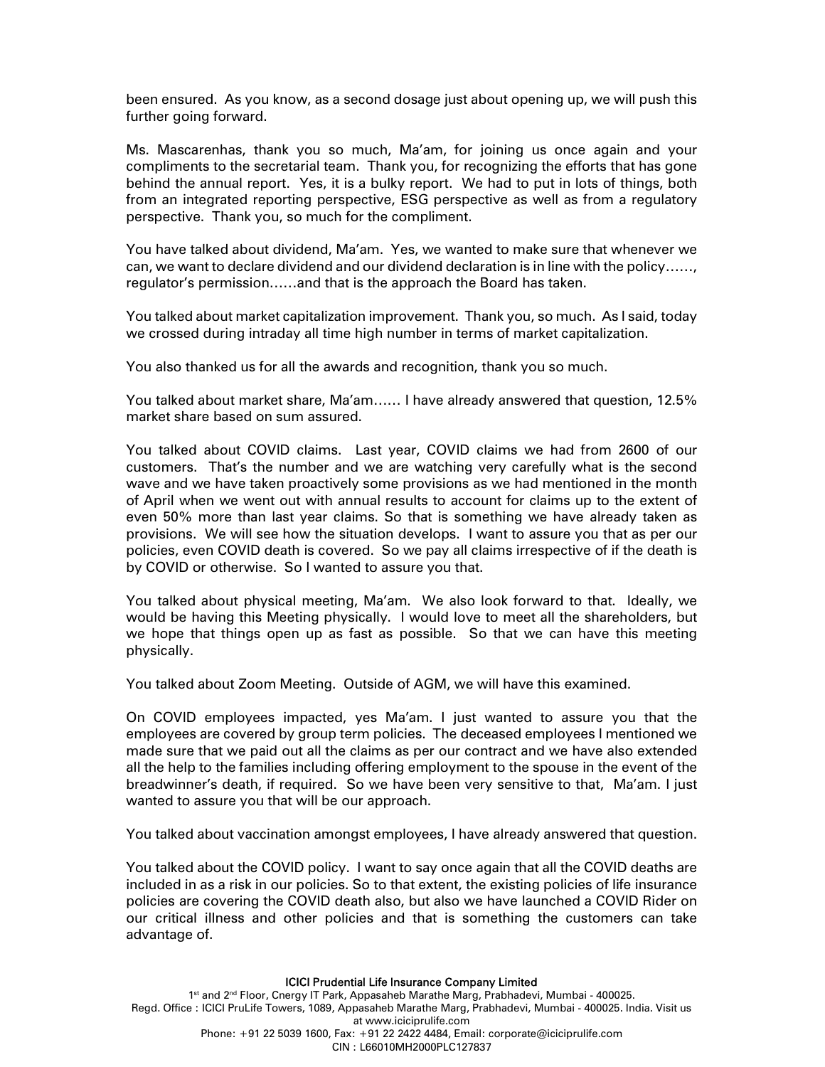been ensured. As you know, as a second dosage just about opening up, we will push this further going forward.

Ms. Mascarenhas, thank you so much, Ma'am, for joining us once again and your compliments to the secretarial team. Thank you, for recognizing the efforts that has gone behind the annual report. Yes, it is a bulky report. We had to put in lots of things, both from an integrated reporting perspective, ESG perspective as well as from a regulatory perspective. Thank you, so much for the compliment.

You have talked about dividend, Ma'am. Yes, we wanted to make sure that whenever we can, we want to declare dividend and our dividend declaration is in line with the policy……, regulator's permission……and that is the approach the Board has taken.

You talked about market capitalization improvement. Thank you, so much. As I said, today we crossed during intraday all time high number in terms of market capitalization.

You also thanked us for all the awards and recognition, thank you so much.

You talked about market share, Ma'am…… I have already answered that question, 12.5% market share based on sum assured.

You talked about COVID claims. Last year, COVID claims we had from 2600 of our customers. That's the number and we are watching very carefully what is the second wave and we have taken proactively some provisions as we had mentioned in the month of April when we went out with annual results to account for claims up to the extent of even 50% more than last year claims. So that is something we have already taken as provisions. We will see how the situation develops. I want to assure you that as per our policies, even COVID death is covered. So we pay all claims irrespective of if the death is by COVID or otherwise. So I wanted to assure you that.

You talked about physical meeting, Ma'am. We also look forward to that. Ideally, we would be having this Meeting physically. I would love to meet all the shareholders, but we hope that things open up as fast as possible. So that we can have this meeting physically.

You talked about Zoom Meeting. Outside of AGM, we will have this examined.

On COVID employees impacted, yes Ma'am. I just wanted to assure you that the employees are covered by group term policies. The deceased employees I mentioned we made sure that we paid out all the claims as per our contract and we have also extended all the help to the families including offering employment to the spouse in the event of the breadwinner's death, if required. So we have been very sensitive to that, Ma'am. I just wanted to assure you that will be our approach.

You talked about vaccination amongst employees, I have already answered that question.

You talked about the COVID policy. I want to say once again that all the COVID deaths are included in as a risk in our policies. So to that extent, the existing policies of life insurance policies are covering the COVID death also, but also we have launched a COVID Rider on our critical illness and other policies and that is something the customers can take advantage of.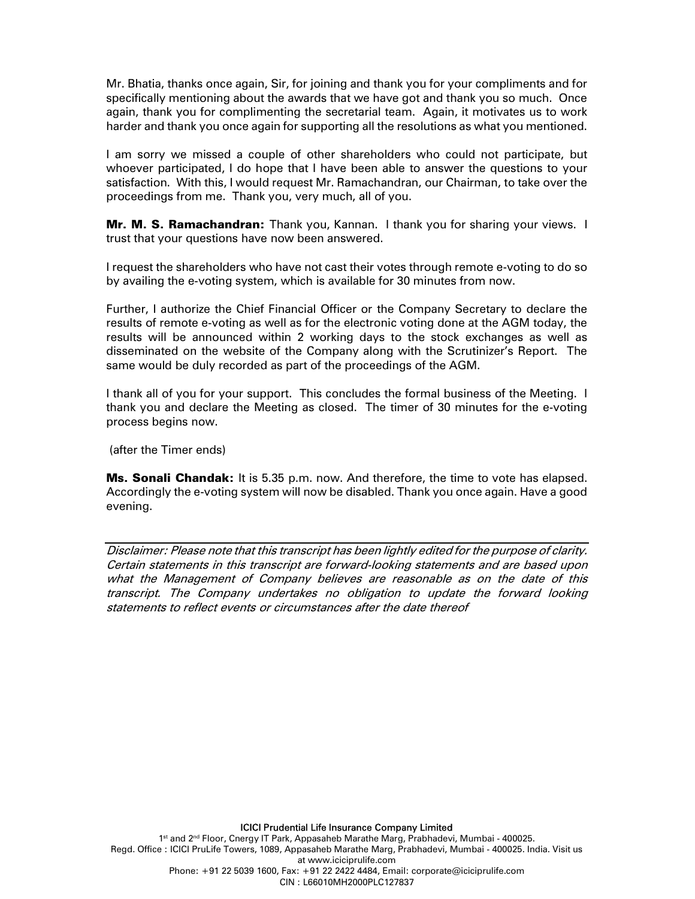Mr. Bhatia, thanks once again, Sir, for joining and thank you for your compliments and for specifically mentioning about the awards that we have got and thank you so much. Once again, thank you for complimenting the secretarial team. Again, it motivates us to work harder and thank you once again for supporting all the resolutions as what you mentioned.

I am sorry we missed a couple of other shareholders who could not participate, but whoever participated, I do hope that I have been able to answer the questions to your satisfaction. With this, I would request Mr. Ramachandran, our Chairman, to take over the proceedings from me. Thank you, very much, all of you.

**Mr. M. S. Ramachandran:** Thank you, Kannan. I thank you for sharing your views. I trust that your questions have now been answered.

I request the shareholders who have not cast their votes through remote e-voting to do so by availing the e-voting system, which is available for 30 minutes from now.

Further, I authorize the Chief Financial Officer or the Company Secretary to declare the results of remote e-voting as well as for the electronic voting done at the AGM today, the results will be announced within 2 working days to the stock exchanges as well as disseminated on the website of the Company along with the Scrutinizer's Report. The same would be duly recorded as part of the proceedings of the AGM.

I thank all of you for your support. This concludes the formal business of the Meeting. I thank you and declare the Meeting as closed. The timer of 30 minutes for the e-voting process begins now.

(after the Timer ends)

**Ms. Sonali Chandak:** It is 5.35 p.m. now. And therefore, the time to vote has elapsed. Accordingly the e-voting system will now be disabled. Thank you once again. Have a good evening.

---

*Disclaimer: Please note that this transcript has been lightly edited for the purpose of clarity. Certain statements in this transcript are forward-looking statements and are based upon what the Management of Company believes are reasonable as on the date of this transcript. The Company undertakes no obligation to update the forward looking statements to reflect events or circumstances after the date thereof*